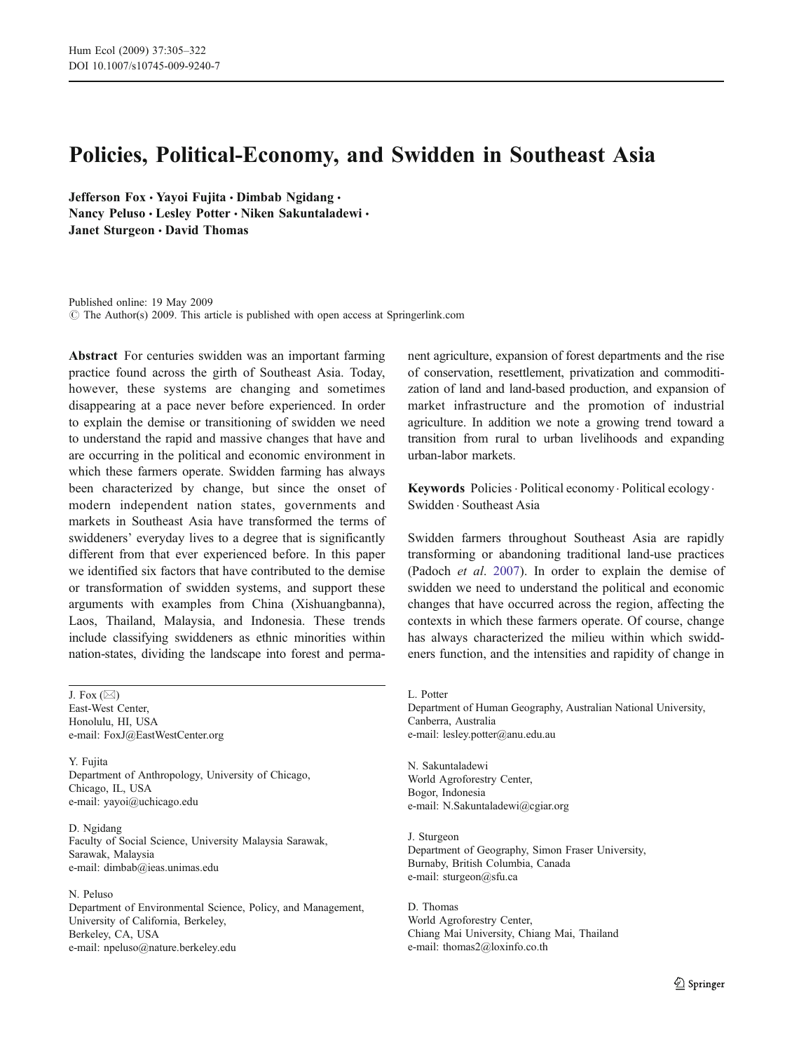# Policies, Political-Economy, and Swidden in Southeast Asia

**Jefferson Fox · Yayoi Fujita · Dimbab Ngidang · Nancy Peluso · Lesley Potter · Niken Sakuntaladewi · Janet Sturgeon · David Thomas**

Published online: 19 May 2009
© The Author(s) 2009. This article is published with open access at Springerlink.com

**Abstract** For centuries swidden was an important farming practice found across the girth of Southeast Asia. Today, however, these systems are changing and sometimes disappearing at a pace never before experienced. In order to explain the demise or transitioning of swidden we need to understand the rapid and massive changes that have and are occurring in the political and economic environment in which these farmers operate. Swidden farming has always been characterized by change, but since the onset of modern independent nation states, governments and markets in Southeast Asia have transformed the terms of swiddeners' everyday lives to a degree that is significantly different from that ever experienced before. In this paper we identified six factors that have contributed to the demise or transformation of swidden systems, and support these arguments with examples from China (Xishuangbanna), Laos, Thailand, Malaysia, and Indonesia. These trends include classifying swiddeners as ethnic minorities within nation-states, dividing the landscape into forest and permanent agriculture, expansion of forest departments and the rise of conservation, resettlement, privatization and commoditization of land and land-based production, and expansion of market infrastructure and the promotion of industrial agriculture. In addition we note a growing trend toward a transition from rural to urban livelihoods and expanding urban-labor markets.

**Keywords** Policies · Political economy · Political ecology · Swidden · Southeast Asia

Swidden farmers throughout Southeast Asia are rapidly transforming or abandoning traditional land-use practices (Padoch *et al*. 2007). In order to explain the demise of swidden we need to understand the political and economic changes that have occurred across the region, affecting the contexts in which these farmers operate. Of course, change has always characterized the milieu within which swiddeners function, and the intensities and rapidity of change in

J. Fox (✉)
East-West Center,
Honolulu, HI, USA
e-mail: FoxJ@EastWestCenter.org

Y. Fujita
Department of Anthropology, University of Chicago,
Chicago, IL, USA
e-mail: yayoi@uchicago.edu

D. Ngidang
Faculty of Social Science, University Malaysia Sarawak,
Sarawak, Malaysia
e-mail: dimbab@ieas.unimas.edu

N. Peluso
Department of Environmental Science, Policy, and Management,
University of California, Berkeley,
Berkeley, CA, USA
e-mail: npeluso@nature.berkeley.edu

L. Potter
Department of Human Geography, Australian National University,
Canberra, Australia
e-mail: lesley.potter@anu.edu.au

N. Sakuntaladewi
World Agroforestry Center,
Bogor, Indonesia
e-mail: N.Sakuntaladewi@cgiar.org

J. Sturgeon
Department of Geography, Simon Fraser University,
Burnaby, British Columbia, Canada
e-mail: sturgeon@sfu.ca

D. Thomas
World Agroforestry Center,
Chiang Mai University, Chiang Mai, Thailand
e-mail: thomas2@loxinfo.co.th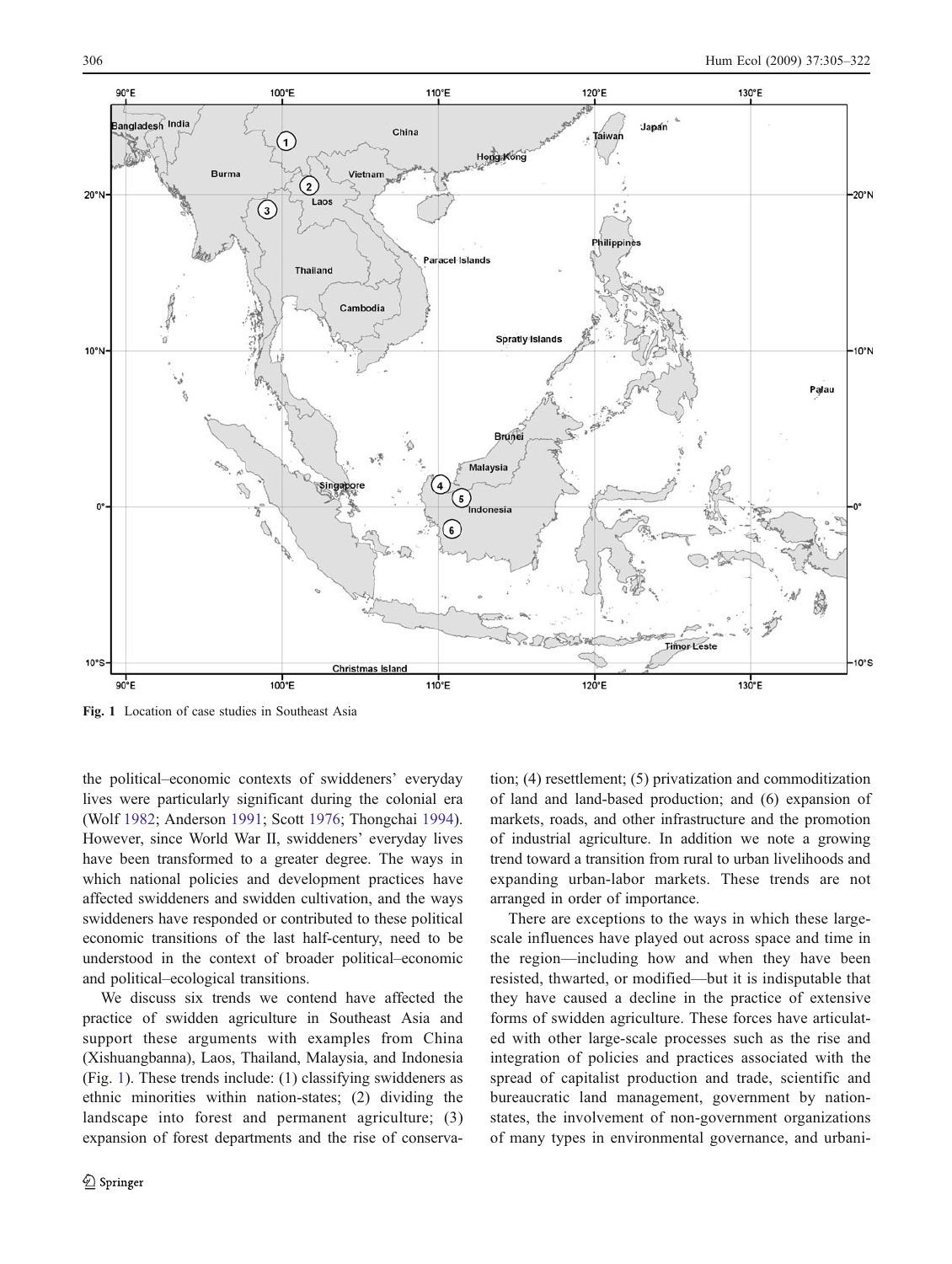Fig. 1 Location of case studies in Southeast Asia

the political–economic contexts of swiddeners' everyday lives were particularly significant during the colonial era (Wolf 1982; Anderson 1991; Scott 1976; Thongchai 1994). However, since World War II, swiddeners' everyday lives have been transformed to a greater degree. The ways in which national policies and development practices have affected swiddeners and swidden cultivation, and the ways swiddeners have responded or contributed to these political economic transitions of the last half-century, need to be understood in the context of broader political–economic and political–ecological transitions.

We discuss six trends we contend have affected the practice of swidden agriculture in Southeast Asia and support these arguments with examples from China (Xishuangbanna), Laos, Thailand, Malaysia, and Indonesia (Fig. 1). These trends include: (1) classifying swiddeners as ethnic minorities within nation-states; (2) dividing the landscape into forest and permanent agriculture; (3) expansion of forest departments and the rise of conservation; (4) resettlement; (5) privatization and commoditization of land and land-based production; and (6) expansion of markets, roads, and other infrastructure and the promotion of industrial agriculture. In addition we note a growing trend toward a transition from rural to urban livelihoods and expanding urban-labor markets. These trends are not arranged in order of importance.

There are exceptions to the ways in which these large-scale influences have played out across space and time in the region—including how and when they have been resisted, thwarted, or modified—but it is indisputable that they have caused a decline in the practice of extensive forms of swidden agriculture. These forces have articulated with other large-scale processes such as the rise and integration of policies and practices associated with the spread of capitalist production and trade, scientific and bureaucratic land management, government by nation-states, the involvement of non-government organizations of many types in environmental governance, and urbani-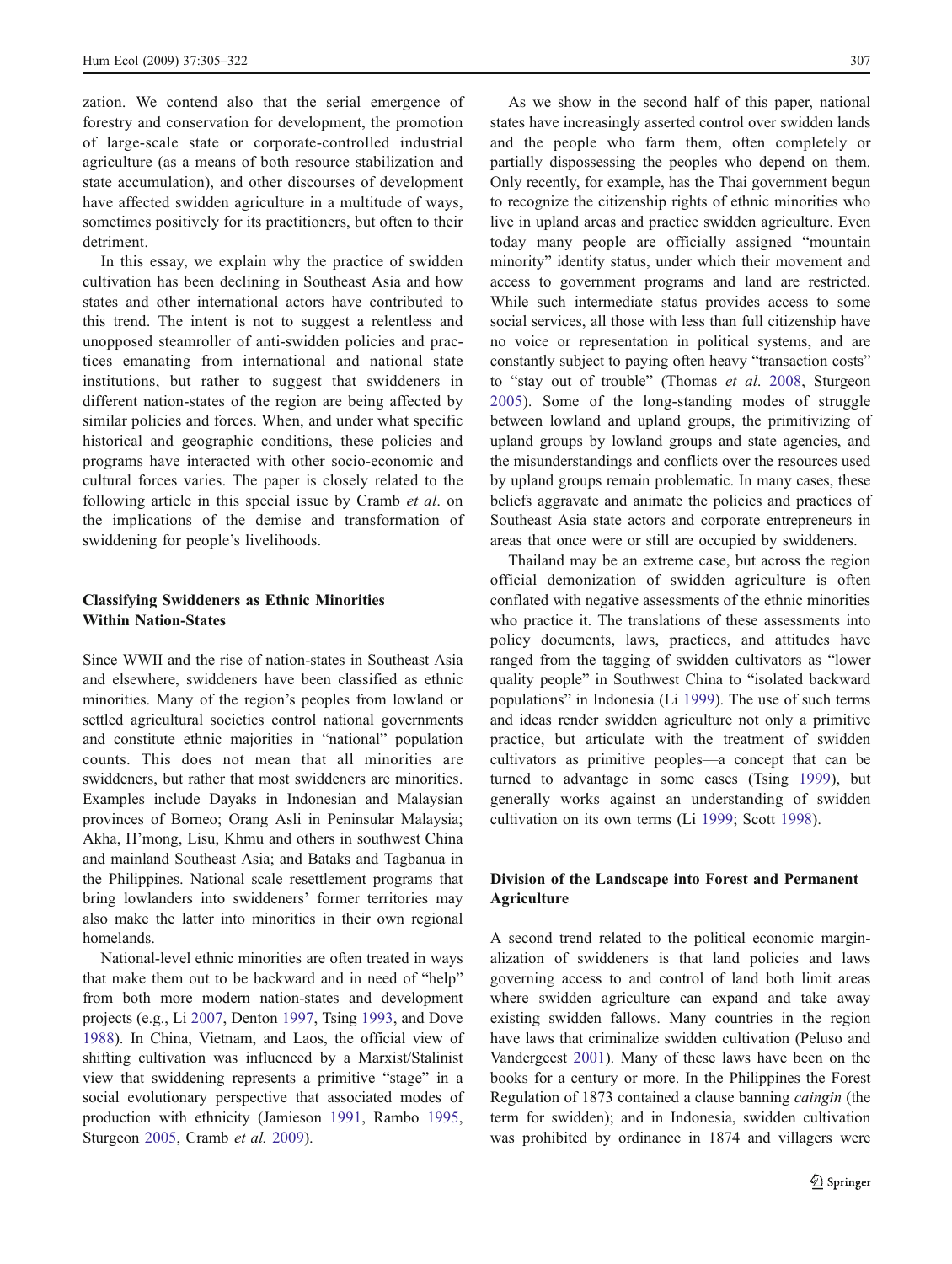zation. We contend also that the serial emergence of forestry and conservation for development, the promotion of large-scale state or corporate-controlled industrial agriculture (as a means of both resource stabilization and state accumulation), and other discourses of development have affected swidden agriculture in a multitude of ways, sometimes positively for its practitioners, but often to their detriment.

In this essay, we explain why the practice of swidden cultivation has been declining in Southeast Asia and how states and other international actors have contributed to this trend. The intent is not to suggest a relentless and unopposed steamroller of anti-swidden policies and practices emanating from international and national state institutions, but rather to suggest that swiddeners in different nation-states of the region are being affected by similar policies and forces. When, and under what specific historical and geographic conditions, these policies and programs have interacted with other socio-economic and cultural forces varies. The paper is closely related to the following article in this special issue by Cramb *et al*. on the implications of the demise and transformation of swiddening for people's livelihoods.

## Classifying Swiddeners as Ethnic Minorities Within Nation-States

Since WWII and the rise of nation-states in Southeast Asia and elsewhere, swiddeners have been classified as ethnic minorities. Many of the region's peoples from lowland or settled agricultural societies control national governments and constitute ethnic majorities in "national" population counts. This does not mean that all minorities are swiddeners, but rather that most swiddeners are minorities. Examples include Dayaks in Indonesian and Malaysian provinces of Borneo; Orang Asli in Peninsular Malaysia; Akha, H'mong, Lisu, Khmu and others in southwest China and mainland Southeast Asia; and Bataks and Tagbanua in the Philippines. National scale resettlement programs that bring lowlanders into swiddeners' former territories may also make the latter into minorities in their own regional homelands.

National-level ethnic minorities are often treated in ways that make them out to be backward and in need of "help" from both more modern nation-states and development projects (e.g., Li 2007, Denton 1997, Tsing 1993, and Dove 1988). In China, Vietnam, and Laos, the official view of shifting cultivation was influenced by a Marxist/Stalinist view that swiddening represents a primitive "stage" in a social evolutionary perspective that associated modes of production with ethnicity (Jamieson 1991, Rambo 1995, Sturgeon 2005, Cramb *et al.* 2009).

As we show in the second half of this paper, national states have increasingly asserted control over swidden lands and the people who farm them, often completely or partially dispossessing the peoples who depend on them. Only recently, for example, has the Thai government begun to recognize the citizenship rights of ethnic minorities who live in upland areas and practice swidden agriculture. Even today many people are officially assigned "mountain minority" identity status, under which their movement and access to government programs and land are restricted. While such intermediate status provides access to some social services, all those with less than full citizenship have no voice or representation in political systems, and are constantly subject to paying often heavy "transaction costs" to "stay out of trouble" (Thomas *et al*. 2008, Sturgeon 2005). Some of the long-standing modes of struggle between lowland and upland groups, the primitivizing of upland groups by lowland groups and state agencies, and the misunderstandings and conflicts over the resources used by upland groups remain problematic. In many cases, these beliefs aggravate and animate the policies and practices of Southeast Asia state actors and corporate entrepreneurs in areas that once were or still are occupied by swiddeners.

Thailand may be an extreme case, but across the region official demonization of swidden agriculture is often conflated with negative assessments of the ethnic minorities who practice it. The translations of these assessments into policy documents, laws, practices, and attitudes have ranged from the tagging of swidden cultivators as "lower quality people" in Southwest China to "isolated backward populations" in Indonesia (Li 1999). The use of such terms and ideas render swidden agriculture not only a primitive practice, but articulate with the treatment of swidden cultivators as primitive peoples—a concept that can be turned to advantage in some cases (Tsing 1999), but generally works against an understanding of swidden cultivation on its own terms (Li 1999; Scott 1998).

## Division of the Landscape into Forest and Permanent Agriculture

A second trend related to the political economic marginalization of swiddeners is that land policies and laws governing access to and control of land both limit areas where swidden agriculture can expand and take away existing swidden fallows. Many countries in the region have laws that criminalize swidden cultivation (Peluso and Vandergeest 2001). Many of these laws have been on the books for a century or more. In the Philippines the Forest Regulation of 1873 contained a clause banning *caingin* (the term for swidden); and in Indonesia, swidden cultivation was prohibited by ordinance in 1874 and villagers were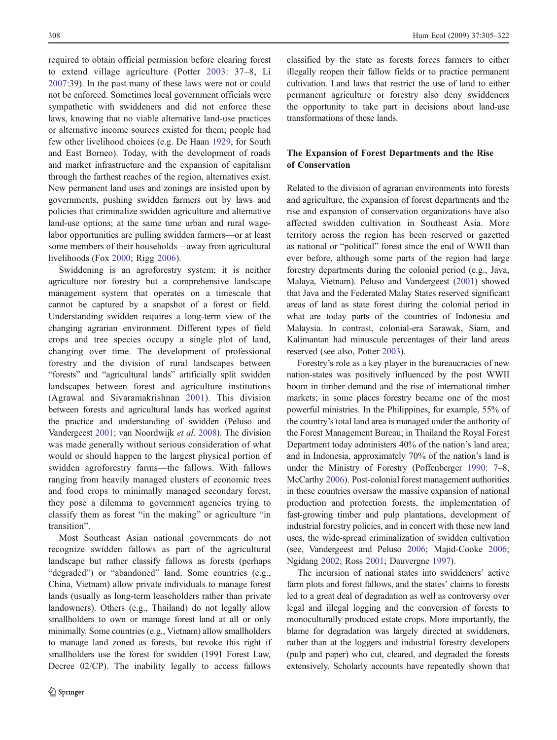required to obtain official permission before clearing forest to extend village agriculture (Potter 2003: 37–8, Li 2007:39). In the past many of these laws were not or could not be enforced. Sometimes local government officials were sympathetic with swiddeners and did not enforce these laws, knowing that no viable alternative land-use practices or alternative income sources existed for them; people had few other livelihood choices (e.g. De Haan 1929, for South and East Borneo). Today, with the development of roads and market infrastructure and the expansion of capitalism through the farthest reaches of the region, alternatives exist. New permanent land uses and zonings are insisted upon by governments, pushing swidden farmers out by laws and policies that criminalize swidden agriculture and alternative land-use options; at the same time urban and rural wage-labor opportunities are pulling swidden farmers—or at least some members of their households—away from agricultural livelihoods (Fox 2000; Rigg 2006).

Swiddening is an agroforestry system; it is neither agriculture nor forestry but a comprehensive landscape management system that operates on a timescale that cannot be captured by a snapshot of a forest or field. Understanding swidden requires a long-term view of the changing agrarian environment. Different types of field crops and tree species occupy a single plot of land, changing over time. The development of professional forestry and the division of rural landscapes between "forests" and "agricultural lands" artificially split swidden landscapes between forest and agriculture institutions (Agrawal and Sivaramakrishnan 2001). This division between forests and agricultural lands has worked against the practice and understanding of swidden (Peluso and Vandergeest 2001; van Noordwijk *et al.* 2008). The division was made generally without serious consideration of what would or should happen to the largest physical portion of swidden agroforestry farms—the fallows. With fallows ranging from heavily managed clusters of economic trees and food crops to minimally managed secondary forest, they pose a dilemma to government agencies trying to classify them as forest "in the making" or agriculture "in transition".

Most Southeast Asian national governments do not recognize swidden fallows as part of the agricultural landscape but rather classify fallows as forests (perhaps "degraded") or "abandoned" land. Some countries (e.g., China, Vietnam) allow private individuals to manage forest lands (usually as long-term leaseholders rather than private landowners). Others (e.g., Thailand) do not legally allow smallholders to own or manage forest land at all or only minimally. Some countries (e.g., Vietnam) allow smallholders to manage land zoned as forests, but revoke this right if smallholders use the forest for swidden (1991 Forest Law, Decree 02/CP). The inability legally to access fallows classified by the state as forests forces farmers to either illegally reopen their fallow fields or to practice permanent cultivation. Land laws that restrict the use of land to either permanent agriculture or forestry also deny swiddeners the opportunity to take part in decisions about land-use transformations of these lands.

## The Expansion of Forest Departments and the Rise of Conservation

Related to the division of agrarian environments into forests and agriculture, the expansion of forest departments and the rise and expansion of conservation organizations have also affected swidden cultivation in Southeast Asia. More territory across the region has been reserved or gazetted as national or "political" forest since the end of WWII than ever before, although some parts of the region had large forestry departments during the colonial period (e.g., Java, Malaya, Vietnam). Peluso and Vandergeest (2001) showed that Java and the Federated Malay States reserved significant areas of land as state forest during the colonial period in what are today parts of the countries of Indonesia and Malaysia. In contrast, colonial-era Sarawak, Siam, and Kalimantan had minuscule percentages of their land areas reserved (see also, Potter 2003).

Forestry's role as a key player in the bureaucracies of new nation-states was positively influenced by the post WWII boom in timber demand and the rise of international timber markets; in some places forestry became one of the most powerful ministries. In the Philippines, for example, 55% of the country's total land area is managed under the authority of the Forest Management Bureau; in Thailand the Royal Forest Department today administers 40% of the nation's land area; and in Indonesia, approximately 70% of the nation's land is under the Ministry of Forestry (Poffenberger 1990: 7–8, McCarthy 2006). Post-colonial forest management authorities in these countries oversaw the massive expansion of national production and protection forests, the implementation of fast-growing timber and pulp plantations, development of industrial forestry policies, and in concert with these new land uses, the wide-spread criminalization of swidden cultivation (see, Vandergeest and Peluso 2006; Majid-Cooke 2006; Ngidang 2002; Ross 2001; Dauvergne 1997).

The incursion of national states into swiddeners' active farm plots and forest fallows, and the states' claims to forests led to a great deal of degradation as well as controversy over legal and illegal logging and the conversion of forests to monoculturally produced estate crops. More importantly, the blame for degradation was largely directed at swiddeners, rather than at the loggers and industrial forestry developers (pulp and paper) who cut, cleared, and degraded the forests extensively. Scholarly accounts have repeatedly shown that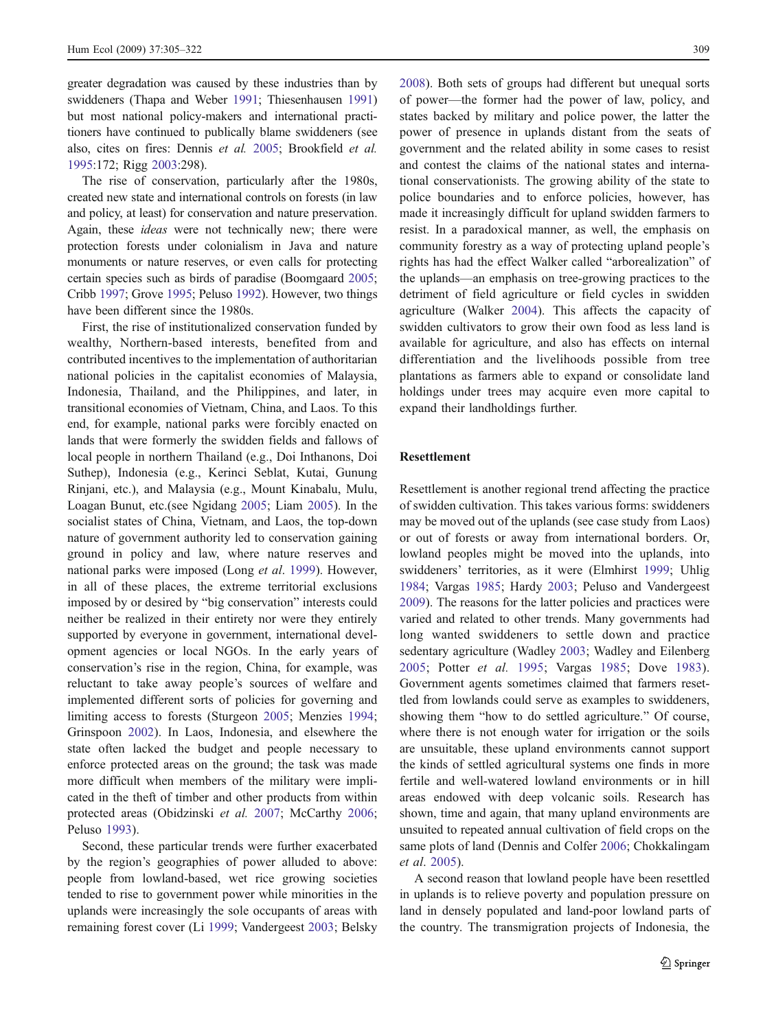greater degradation was caused by these industries than by swiddeners (Thapa and Weber 1991; Thiesenhausen 1991) but most national policy-makers and international practitioners have continued to publically blame swiddeners (see also, cites on fires: Dennis *et al.* 2005; Brookfield *et al.* 1995:172; Rigg 2003:298).

The rise of conservation, particularly after the 1980s, created new state and international controls on forests (in law and policy, at least) for conservation and nature preservation. Again, these *ideas* were not technically new; there were protection forests under colonialism in Java and nature monuments or nature reserves, or even calls for protecting certain species such as birds of paradise (Boomgaard 2005; Cribb 1997; Grove 1995; Peluso 1992). However, two things have been different since the 1980s.

First, the rise of institutionalized conservation funded by wealthy, Northern-based interests, benefited from and contributed incentives to the implementation of authoritarian national policies in the capitalist economies of Malaysia, Indonesia, Thailand, and the Philippines, and later, in transitional economies of Vietnam, China, and Laos. To this end, for example, national parks were forcibly enacted on lands that were formerly the swidden fields and fallows of local people in northern Thailand (e.g., Doi Inthanons, Doi Suthep), Indonesia (e.g., Kerinci Seblat, Kutai, Gunung Rinjani, etc.), and Malaysia (e.g., Mount Kinabalu, Mulu, Loagan Bunut, etc.(see Ngidang 2005; Liam 2005). In the socialist states of China, Vietnam, and Laos, the top-down nature of government authority led to conservation gaining ground in policy and law, where nature reserves and national parks were imposed (Long *et al*. 1999). However, in all of these places, the extreme territorial exclusions imposed by or desired by "big conservation" interests could neither be realized in their entirety nor were they entirely supported by everyone in government, international development agencies or local NGOs. In the early years of conservation's rise in the region, China, for example, was reluctant to take away people's sources of welfare and implemented different sorts of policies for governing and limiting access to forests (Sturgeon 2005; Menzies 1994; Grinspoon 2002). In Laos, Indonesia, and elsewhere the state often lacked the budget and people necessary to enforce protected areas on the ground; the task was made more difficult when members of the military were implicated in the theft of timber and other products from within protected areas (Obidzinski *et al.* 2007; McCarthy 2006; Peluso 1993).

Second, these particular trends were further exacerbated by the region's geographies of power alluded to above: people from lowland-based, wet rice growing societies tended to rise to government power while minorities in the uplands were increasingly the sole occupants of areas with remaining forest cover (Li 1999; Vandergeest 2003; Belsky 2008). Both sets of groups had different but unequal sorts of power—the former had the power of law, policy, and states backed by military and police power, the latter the power of presence in uplands distant from the seats of government and the related ability in some cases to resist and contest the claims of the national states and international conservationists. The growing ability of the state to police boundaries and to enforce policies, however, has made it increasingly difficult for upland swidden farmers to resist. In a paradoxical manner, as well, the emphasis on community forestry as a way of protecting upland people's rights has had the effect Walker called "arborealization" of the uplands—an emphasis on tree-growing practices to the detriment of field agriculture or field cycles in swidden agriculture (Walker 2004). This affects the capacity of swidden cultivators to grow their own food as less land is available for agriculture, and also has effects on internal differentiation and the livelihoods possible from tree plantations as farmers able to expand or consolidate land holdings under trees may acquire even more capital to expand their landholdings further.

## Resettlement

Resettlement is another regional trend affecting the practice of swidden cultivation. This takes various forms: swiddeners may be moved out of the uplands (see case study from Laos) or out of forests or away from international borders. Or, lowland peoples might be moved into the uplands, into swiddeners' territories, as it were (Elmhirst 1999; Uhlig 1984; Vargas 1985; Hardy 2003; Peluso and Vandergeest 2009). The reasons for the latter policies and practices were varied and related to other trends. Many governments had long wanted swiddeners to settle down and practice sedentary agriculture (Wadley 2003; Wadley and Eilenberg 2005; Potter *et al.* 1995; Vargas 1985; Dove 1983). Government agents sometimes claimed that farmers resettled from lowlands could serve as examples to swiddeners, showing them "how to do settled agriculture." Of course, where there is not enough water for irrigation or the soils are unsuitable, these upland environments cannot support the kinds of settled agricultural systems one finds in more fertile and well-watered lowland environments or in hill areas endowed with deep volcanic soils. Research has shown, time and again, that many upland environments are unsuited to repeated annual cultivation of field crops on the same plots of land (Dennis and Colfer 2006; Chokkalingam *et al*. 2005).

A second reason that lowland people have been resettled in uplands is to relieve poverty and population pressure on land in densely populated and land-poor lowland parts of the country. The transmigration projects of Indonesia, the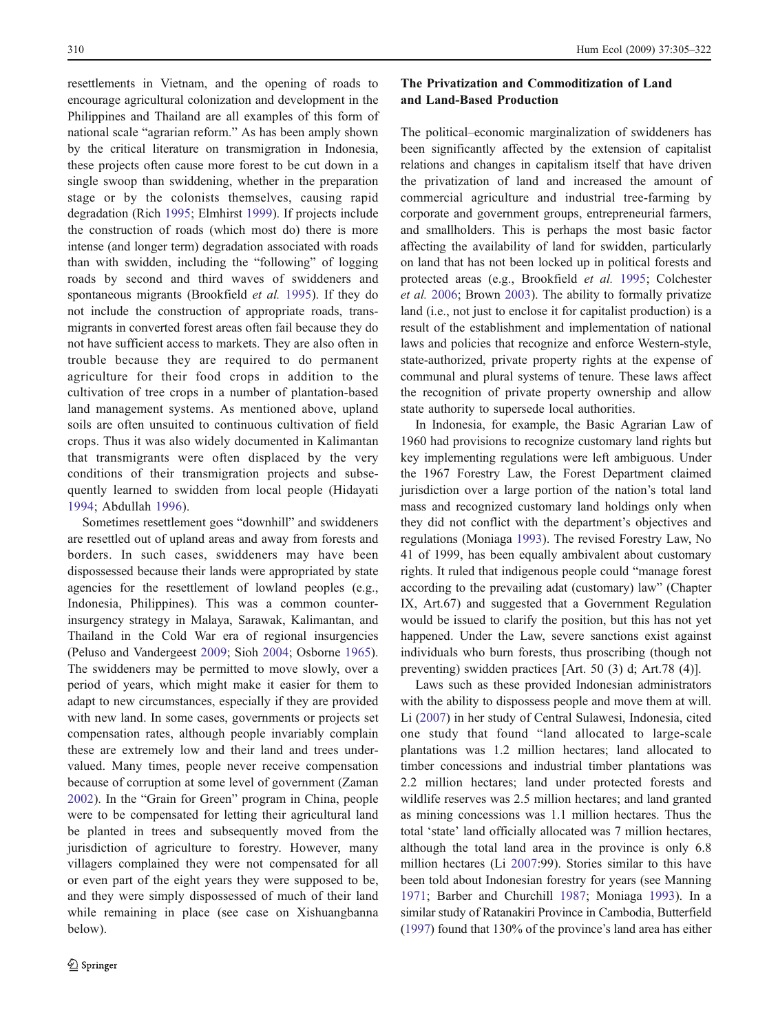resettlements in Vietnam, and the opening of roads to encourage agricultural colonization and development in the Philippines and Thailand are all examples of this form of national scale "agrarian reform." As has been amply shown by the critical literature on transmigration in Indonesia, these projects often cause more forest to be cut down in a single swoop than swiddening, whether in the preparation stage or by the colonists themselves, causing rapid degradation (Rich 1995; Elmhirst 1999). If projects include the construction of roads (which most do) there is more intense (and longer term) degradation associated with roads than with swidden, including the "following" of logging roads by second and third waves of swiddeners and spontaneous migrants (Brookfield *et al.* 1995). If they do not include the construction of appropriate roads, transmigrants in converted forest areas often fail because they do not have sufficient access to markets. They are also often in trouble because they are required to do permanent agriculture for their food crops in addition to the cultivation of tree crops in a number of plantation-based land management systems. As mentioned above, upland soils are often unsuited to continuous cultivation of field crops. Thus it was also widely documented in Kalimantan that transmigrants were often displaced by the very conditions of their transmigration projects and subsequently learned to swidden from local people (Hidayati 1994; Abdullah 1996).

Sometimes resettlement goes "downhill" and swiddeners are resettled out of upland areas and away from forests and borders. In such cases, swiddeners may have been dispossessed because their lands were appropriated by state agencies for the resettlement of lowland peoples (e.g., Indonesia, Philippines). This was a common counter-insurgency strategy in Malaya, Sarawak, Kalimantan, and Thailand in the Cold War era of regional insurgencies (Peluso and Vandergeest 2009; Sioh 2004; Osborne 1965). The swiddeners may be permitted to move slowly, over a period of years, which might make it easier for them to adapt to new circumstances, especially if they are provided with new land. In some cases, governments or projects set compensation rates, although people invariably complain these are extremely low and their land and trees undervalued. Many times, people never receive compensation because of corruption at some level of government (Zaman 2002). In the "Grain for Green" program in China, people were to be compensated for letting their agricultural land be planted in trees and subsequently moved from the jurisdiction of agriculture to forestry. However, many villagers complained they were not compensated for all or even part of the eight years they were supposed to be, and they were simply dispossessed of much of their land while remaining in place (see case on Xishuangbanna below).

## The Privatization and Commoditization of Land and Land-Based Production

The political–economic marginalization of swiddeners has been significantly affected by the extension of capitalist relations and changes in capitalism itself that have driven the privatization of land and increased the amount of commercial agriculture and industrial tree-farming by corporate and government groups, entrepreneurial farmers, and smallholders. This is perhaps the most basic factor affecting the availability of land for swidden, particularly on land that has not been locked up in political forests and protected areas (e.g., Brookfield *et al.* 1995; Colchester *et al.* 2006; Brown 2003). The ability to formally privatize land (i.e., not just to enclose it for capitalist production) is a result of the establishment and implementation of national laws and policies that recognize and enforce Western-style, state-authorized, private property rights at the expense of communal and plural systems of tenure. These laws affect the recognition of private property ownership and allow state authority to supersede local authorities.

In Indonesia, for example, the Basic Agrarian Law of 1960 had provisions to recognize customary land rights but key implementing regulations were left ambiguous. Under the 1967 Forestry Law, the Forest Department claimed jurisdiction over a large portion of the nation's total land mass and recognized customary land holdings only when they did not conflict with the department's objectives and regulations (Moniaga 1993). The revised Forestry Law, No 41 of 1999, has been equally ambivalent about customary rights. It ruled that indigenous people could "manage forest according to the prevailing adat (customary) law" (Chapter IX, Art.67) and suggested that a Government Regulation would be issued to clarify the position, but this has not yet happened. Under the Law, severe sanctions exist against individuals who burn forests, thus proscribing (though not preventing) swidden practices [Art. 50 (3) d; Art.78 (4)].

Laws such as these provided Indonesian administrators with the ability to dispossess people and move them at will. Li (2007) in her study of Central Sulawesi, Indonesia, cited one study that found "land allocated to large-scale plantations was 1.2 million hectares; land allocated to timber concessions and industrial timber plantations was 2.2 million hectares; land under protected forests and wildlife reserves was 2.5 million hectares; and land granted as mining concessions was 1.1 million hectares. Thus the total 'state' land officially allocated was 7 million hectares, although the total land area in the province is only 6.8 million hectares (Li 2007:99). Stories similar to this have been told about Indonesian forestry for years (see Manning 1971; Barber and Churchill 1987; Moniaga 1993). In a similar study of Ratanakiri Province in Cambodia, Butterfield (1997) found that 130% of the province's land area has either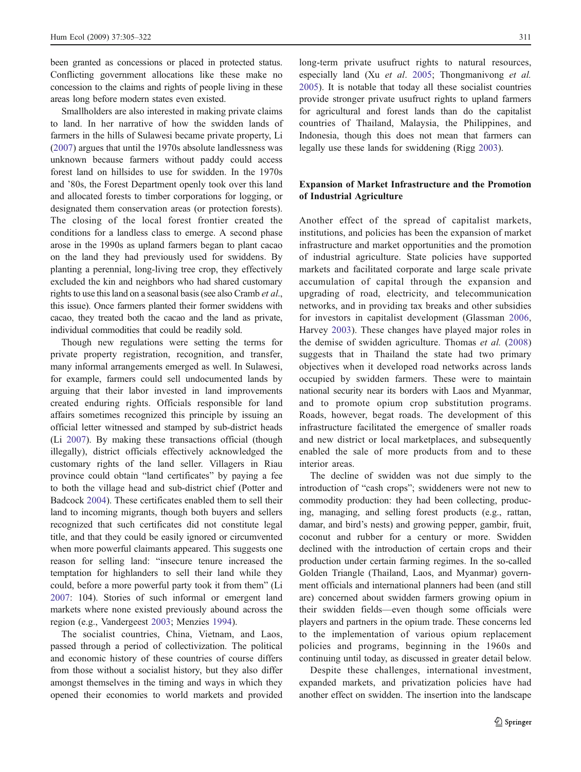been granted as concessions or placed in protected status. Conflicting government allocations like these make no concession to the claims and rights of people living in these areas long before modern states even existed.

Smallholders are also interested in making private claims to land. In her narrative of how the swidden lands of farmers in the hills of Sulawesi became private property, Li (2007) argues that until the 1970s absolute landlessness was unknown because farmers without paddy could access forest land on hillsides to use for swidden. In the 1970s and '80s, the Forest Department openly took over this land and allocated forests to timber corporations for logging, or designated them conservation areas (or protection forests). The closing of the local forest frontier created the conditions for a landless class to emerge. A second phase arose in the 1990s as upland farmers began to plant cacao on the land they had previously used for swiddens. By planting a perennial, long-living tree crop, they effectively excluded the kin and neighbors who had shared customary rights to use this land on a seasonal basis (see also Cramb *et al.*, this issue). Once farmers planted their former swiddens with cacao, they treated both the cacao and the land as private, individual commodities that could be readily sold.

Though new regulations were setting the terms for private property registration, recognition, and transfer, many informal arrangements emerged as well. In Sulawesi, for example, farmers could sell undocumented lands by arguing that their labor invested in land improvements created enduring rights. Officials responsible for land affairs sometimes recognized this principle by issuing an official letter witnessed and stamped by sub-district heads (Li 2007). By making these transactions official (though illegally), district officials effectively acknowledged the customary rights of the land seller. Villagers in Riau province could obtain "land certificates" by paying a fee to both the village head and sub-district chief (Potter and Badcock 2004). These certificates enabled them to sell their land to incoming migrants, though both buyers and sellers recognized that such certificates did not constitute legal title, and that they could be easily ignored or circumvented when more powerful claimants appeared. This suggests one reason for selling land: "insecure tenure increased the temptation for highlanders to sell their land while they could, before a more powerful party took it from them" (Li 2007: 104). Stories of such informal or emergent land markets where none existed previously abound across the region (e.g., Vandergeest 2003; Menzies 1994).

The socialist countries, China, Vietnam, and Laos, passed through a period of collectivization. The political and economic history of these countries of course differs from those without a socialist history, but they also differ amongst themselves in the timing and ways in which they opened their economies to world markets and provided long-term private usufruct rights to natural resources, especially land (Xu *et al*. 2005; Thongmanivong *et al.* 2005). It is notable that today all these socialist countries provide stronger private usufruct rights to upland farmers for agricultural and forest lands than do the capitalist countries of Thailand, Malaysia, the Philippines, and Indonesia, though this does not mean that farmers can legally use these lands for swiddening (Rigg 2003).

### Expansion of Market Infrastructure and the Promotion of Industrial Agriculture

Another effect of the spread of capitalist markets, institutions, and policies has been the expansion of market infrastructure and market opportunities and the promotion of industrial agriculture. State policies have supported markets and facilitated corporate and large scale private accumulation of capital through the expansion and upgrading of road, electricity, and telecommunication networks, and in providing tax breaks and other subsidies for investors in capitalist development (Glassman 2006, Harvey 2003). These changes have played major roles in the demise of swidden agriculture. Thomas *et al.* (2008) suggests that in Thailand the state had two primary objectives when it developed road networks across lands occupied by swidden farmers. These were to maintain national security near its borders with Laos and Myanmar, and to promote opium crop substitution programs. Roads, however, begat roads. The development of this infrastructure facilitated the emergence of smaller roads and new district or local marketplaces, and subsequently enabled the sale of more products from and to these interior areas.

The decline of swidden was not due simply to the introduction of "cash crops"; swiddeners were not new to commodity production: they had been collecting, producing, managing, and selling forest products (e.g., rattan, damar, and bird's nests) and growing pepper, gambir, fruit, coconut and rubber for a century or more. Swidden declined with the introduction of certain crops and their production under certain farming regimes. In the so-called Golden Triangle (Thailand, Laos, and Myanmar) government officials and international planners had been (and still are) concerned about swidden farmers growing opium in their swidden fields—even though some officials were players and partners in the opium trade. These concerns led to the implementation of various opium replacement policies and programs, beginning in the 1960s and continuing until today, as discussed in greater detail below.

Despite these challenges, international investment, expanded markets, and privatization policies have had another effect on swidden. The insertion into the landscape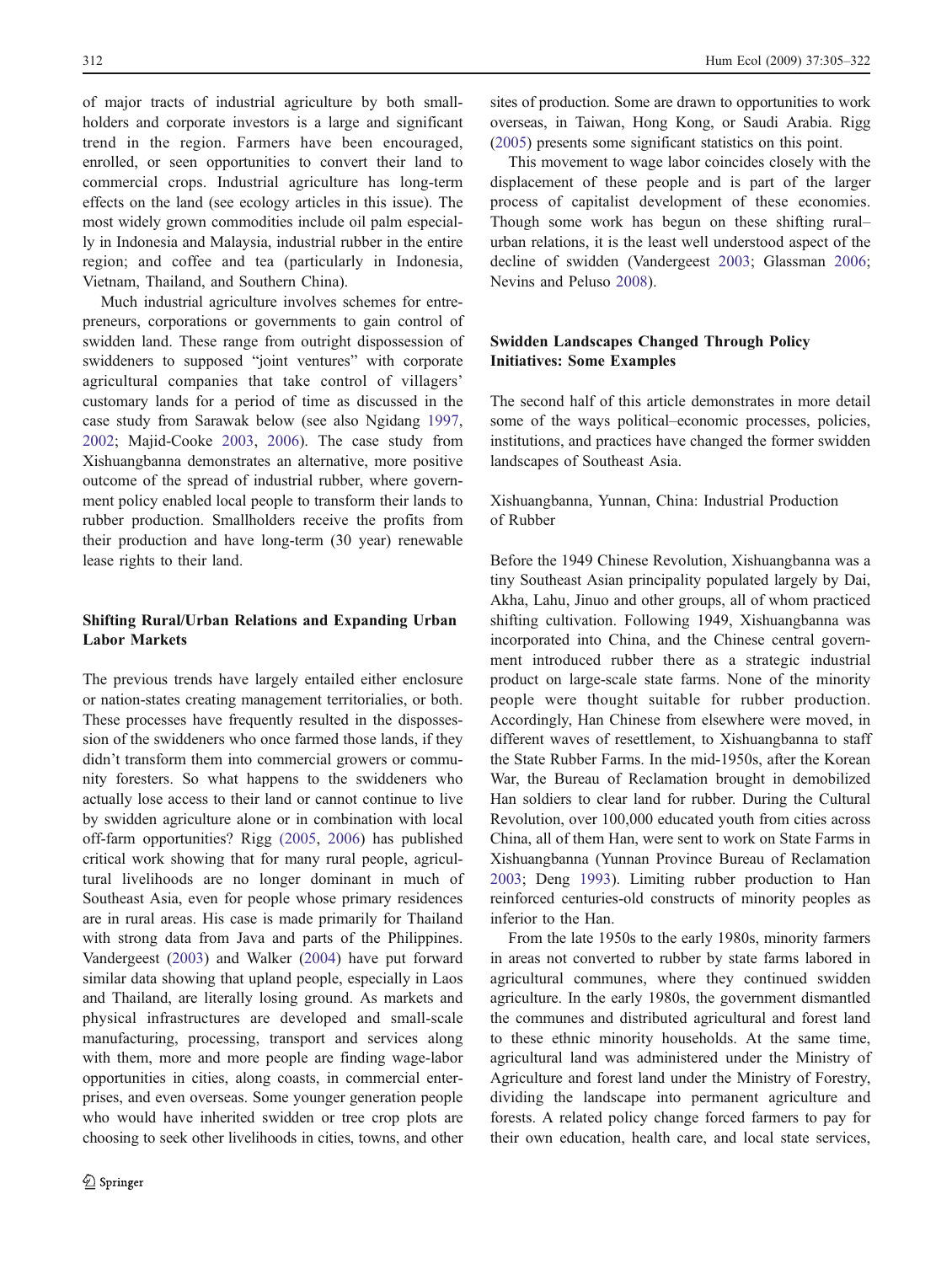of major tracts of industrial agriculture by both smallholders and corporate investors is a large and significant trend in the region. Farmers have been encouraged, enrolled, or seen opportunities to convert their land to commercial crops. Industrial agriculture has long-term effects on the land (see ecology articles in this issue). The most widely grown commodities include oil palm especially in Indonesia and Malaysia, industrial rubber in the entire region; and coffee and tea (particularly in Indonesia, Vietnam, Thailand, and Southern China).

Much industrial agriculture involves schemes for entrepreneurs, corporations or governments to gain control of swidden land. These range from outright dispossession of swiddeners to supposed "joint ventures" with corporate agricultural companies that take control of villagers' customary lands for a period of time as discussed in the case study from Sarawak below (see also Ngidang 1997, 2002; Majid-Cooke 2003, 2006). The case study from Xishuangbanna demonstrates an alternative, more positive outcome of the spread of industrial rubber, where government policy enabled local people to transform their lands to rubber production. Smallholders receive the profits from their production and have long-term (30 year) renewable lease rights to their land.

## Shifting Rural/Urban Relations and Expanding Urban Labor Markets

The previous trends have largely entailed either enclosure or nation-states creating management territorialies, or both. These processes have frequently resulted in the dispossession of the swiddeners who once farmed those lands, if they didn't transform them into commercial growers or community foresters. So what happens to the swiddeners who actually lose access to their land or cannot continue to live by swidden agriculture alone or in combination with local off-farm opportunities? Rigg (2005, 2006) has published critical work showing that for many rural people, agricultural livelihoods are no longer dominant in much of Southeast Asia, even for people whose primary residences are in rural areas. His case is made primarily for Thailand with strong data from Java and parts of the Philippines. Vandergeest (2003) and Walker (2004) have put forward similar data showing that upland people, especially in Laos and Thailand, are literally losing ground. As markets and physical infrastructures are developed and small-scale manufacturing, processing, transport and services along with them, more and more people are finding wage-labor opportunities in cities, along coasts, in commercial enterprises, and even overseas. Some younger generation people who would have inherited swidden or tree crop plots are choosing to seek other livelihoods in cities, towns, and other sites of production. Some are drawn to opportunities to work overseas, in Taiwan, Hong Kong, or Saudi Arabia. Rigg (2005) presents some significant statistics on this point.

This movement to wage labor coincides closely with the displacement of these people and is part of the larger process of capitalist development of these economies. Though some work has begun on these shifting rural–urban relations, it is the least well understood aspect of the decline of swidden (Vandergeest 2003; Glassman 2006; Nevins and Peluso 2008).

## Swidden Landscapes Changed Through Policy Initiatives: Some Examples

The second half of this article demonstrates in more detail some of the ways political–economic processes, policies, institutions, and practices have changed the former swidden landscapes of Southeast Asia.

### Xishuangbanna, Yunnan, China: Industrial Production of Rubber

Before the 1949 Chinese Revolution, Xishuangbanna was a tiny Southeast Asian principality populated largely by Dai, Akha, Lahu, Jinuo and other groups, all of whom practiced shifting cultivation. Following 1949, Xishuangbanna was incorporated into China, and the Chinese central government introduced rubber there as a strategic industrial product on large-scale state farms. None of the minority people were thought suitable for rubber production. Accordingly, Han Chinese from elsewhere were moved, in different waves of resettlement, to staff the State Rubber Farms. In the mid-1950s, after the Korean War, the Bureau of Reclamation brought in demobilized Han soldiers to clear land for rubber. During the Cultural Revolution, over 100,000 educated youth from cities across China, all of them Han, were sent to work on State Farms in Xishuangbanna (Yunnan Province Bureau of Reclamation 2003; Deng 1993). Limiting rubber production to Han reinforced centuries-old constructs of minority peoples as inferior to the Han.

From the late 1950s to the early 1980s, minority farmers in areas not converted to rubber by state farms labored in agricultural communes, where they continued swidden agriculture. In the early 1980s, the government dismantled the communes and distributed agricultural and forest land to these ethnic minority households. At the same time, agricultural land was administered under the Ministry of Agriculture and forest land under the Ministry of Forestry, dividing the landscape into permanent agriculture and forests. A related policy change forced farmers to pay for their own education, health care, and local state services,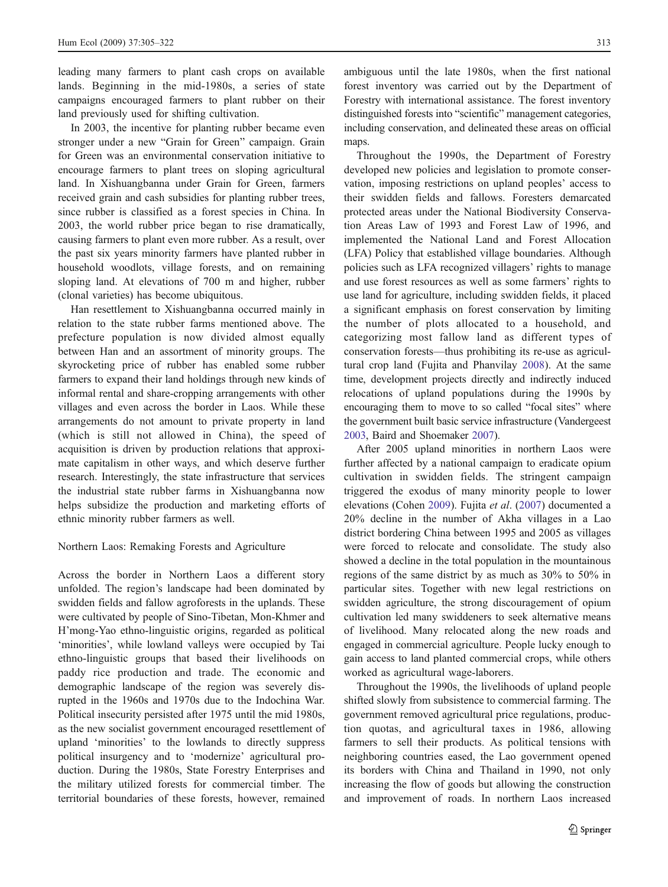leading many farmers to plant cash crops on available lands. Beginning in the mid-1980s, a series of state campaigns encouraged farmers to plant rubber on their land previously used for shifting cultivation.

In 2003, the incentive for planting rubber became even stronger under a new "Grain for Green" campaign. Grain for Green was an environmental conservation initiative to encourage farmers to plant trees on sloping agricultural land. In Xishuangbanna under Grain for Green, farmers received grain and cash subsidies for planting rubber trees, since rubber is classified as a forest species in China. In 2003, the world rubber price began to rise dramatically, causing farmers to plant even more rubber. As a result, over the past six years minority farmers have planted rubber in household woodlots, village forests, and on remaining sloping land. At elevations of 700 m and higher, rubber (clonal varieties) has become ubiquitous.

Han resettlement to Xishuangbanna occurred mainly in relation to the state rubber farms mentioned above. The prefecture population is now divided almost equally between Han and an assortment of minority groups. The skyrocketing price of rubber has enabled some rubber farmers to expand their land holdings through new kinds of informal rental and share-cropping arrangements with other villages and even across the border in Laos. While these arrangements do not amount to private property in land (which is still not allowed in China), the speed of acquisition is driven by production relations that approximate capitalism in other ways, and which deserve further research. Interestingly, the state infrastructure that services the industrial state rubber farms in Xishuangbanna now helps subsidize the production and marketing efforts of ethnic minority rubber farmers as well.

### Northern Laos: Remaking Forests and Agriculture

Across the border in Northern Laos a different story unfolded. The region's landscape had been dominated by swidden fields and fallow agroforests in the uplands. These were cultivated by people of Sino-Tibetan, Mon-Khmer and H'mong-Yao ethno-linguistic origins, regarded as political 'minorities', while lowland valleys were occupied by Tai ethno-linguistic groups that based their livelihoods on paddy rice production and trade. The economic and demographic landscape of the region was severely disrupted in the 1960s and 1970s due to the Indochina War. Political insecurity persisted after 1975 until the mid 1980s, as the new socialist government encouraged resettlement of upland 'minorities' to the lowlands to directly suppress political insurgency and to 'modernize' agricultural production. During the 1980s, State Forestry Enterprises and the military utilized forests for commercial timber. The territorial boundaries of these forests, however, remained ambiguous until the late 1980s, when the first national forest inventory was carried out by the Department of Forestry with international assistance. The forest inventory distinguished forests into "scientific" management categories, including conservation, and delineated these areas on official maps.

Throughout the 1990s, the Department of Forestry developed new policies and legislation to promote conservation, imposing restrictions on upland peoples' access to their swidden fields and fallows. Foresters demarcated protected areas under the National Biodiversity Conservation Areas Law of 1993 and Forest Law of 1996, and implemented the National Land and Forest Allocation (LFA) Policy that established village boundaries. Although policies such as LFA recognized villagers' rights to manage and use forest resources as well as some farmers' rights to use land for agriculture, including swidden fields, it placed a significant emphasis on forest conservation by limiting the number of plots allocated to a household, and categorizing most fallow land as different types of conservation forests—thus prohibiting its re-use as agricultural crop land (Fujita and Phanvilay 2008). At the same time, development projects directly and indirectly induced relocations of upland populations during the 1990s by encouraging them to move to so called "focal sites" where the government built basic service infrastructure (Vandergeest 2003, Baird and Shoemaker 2007).

After 2005 upland minorities in northern Laos were further affected by a national campaign to eradicate opium cultivation in swidden fields. The stringent campaign triggered the exodus of many minority people to lower elevations (Cohen 2009). Fujita *et al*. (2007) documented a 20% decline in the number of Akha villages in a Lao district bordering China between 1995 and 2005 as villages were forced to relocate and consolidate. The study also showed a decline in the total population in the mountainous regions of the same district by as much as 30% to 50% in particular sites. Together with new legal restrictions on swidden agriculture, the strong discouragement of opium cultivation led many swiddeners to seek alternative means of livelihood. Many relocated along the new roads and engaged in commercial agriculture. People lucky enough to gain access to land planted commercial crops, while others worked as agricultural wage-laborers.

Throughout the 1990s, the livelihoods of upland people shifted slowly from subsistence to commercial farming. The government removed agricultural price regulations, production quotas, and agricultural taxes in 1986, allowing farmers to sell their products. As political tensions with neighboring countries eased, the Lao government opened its borders with China and Thailand in 1990, not only increasing the flow of goods but allowing the construction and improvement of roads. In northern Laos increased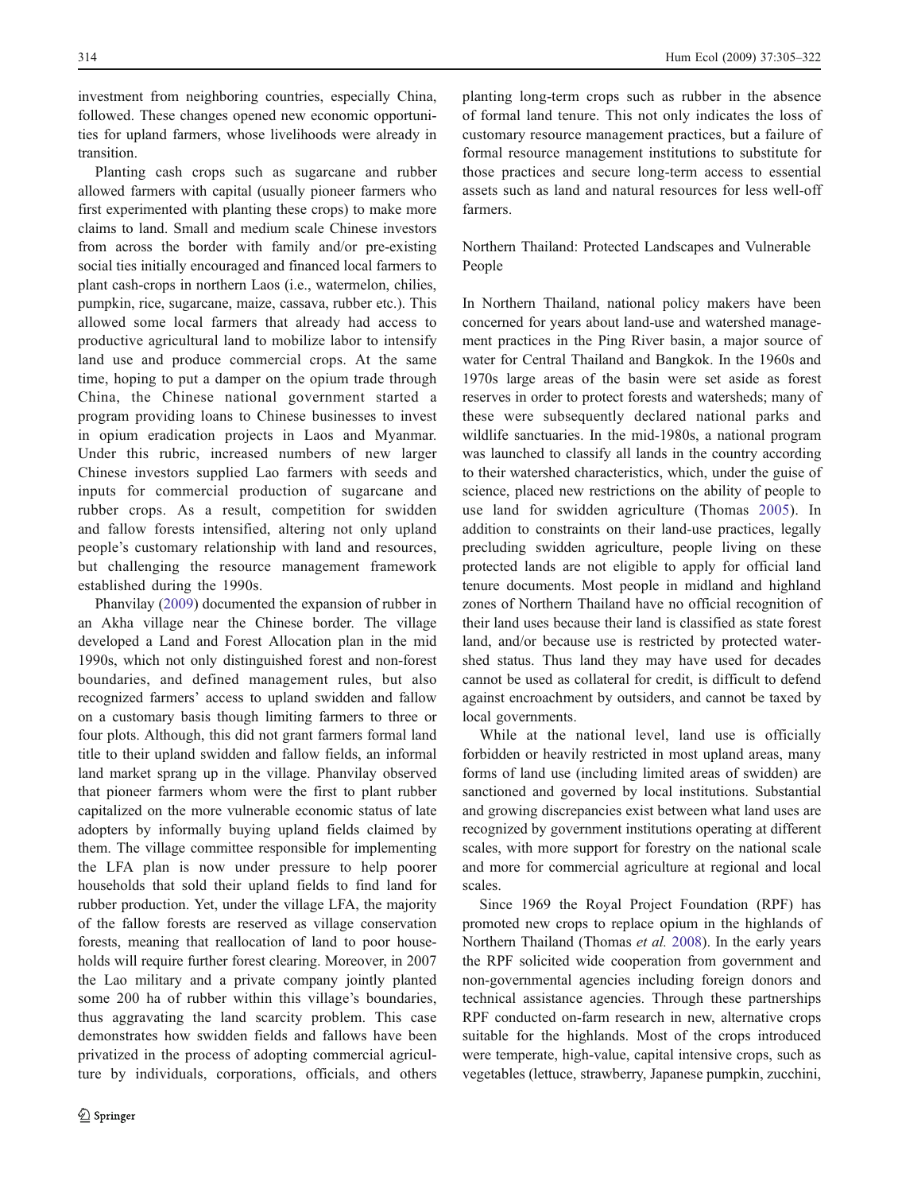investment from neighboring countries, especially China, followed. These changes opened new economic opportunities for upland farmers, whose livelihoods were already in transition.

Planting cash crops such as sugarcane and rubber allowed farmers with capital (usually pioneer farmers who first experimented with planting these crops) to make more claims to land. Small and medium scale Chinese investors from across the border with family and/or pre-existing social ties initially encouraged and financed local farmers to plant cash-crops in northern Laos (i.e., watermelon, chilies, pumpkin, rice, sugarcane, maize, cassava, rubber etc.). This allowed some local farmers that already had access to productive agricultural land to mobilize labor to intensify land use and produce commercial crops. At the same time, hoping to put a damper on the opium trade through China, the Chinese national government started a program providing loans to Chinese businesses to invest in opium eradication projects in Laos and Myanmar. Under this rubric, increased numbers of new larger Chinese investors supplied Lao farmers with seeds and inputs for commercial production of sugarcane and rubber crops. As a result, competition for swidden and fallow forests intensified, altering not only upland people's customary relationship with land and resources, but challenging the resource management framework established during the 1990s.

Phanvilay (2009) documented the expansion of rubber in an Akha village near the Chinese border. The village developed a Land and Forest Allocation plan in the mid 1990s, which not only distinguished forest and non-forest boundaries, and defined management rules, but also recognized farmers' access to upland swidden and fallow on a customary basis though limiting farmers to three or four plots. Although, this did not grant farmers formal land title to their upland swidden and fallow fields, an informal land market sprang up in the village. Phanvilay observed that pioneer farmers whom were the first to plant rubber capitalized on the more vulnerable economic status of late adopters by informally buying upland fields claimed by them. The village committee responsible for implementing the LFA plan is now under pressure to help poorer households that sold their upland fields to find land for rubber production. Yet, under the village LFA, the majority of the fallow forests are reserved as village conservation forests, meaning that reallocation of land to poor households will require further forest clearing. Moreover, in 2007 the Lao military and a private company jointly planted some 200 ha of rubber within this village's boundaries, thus aggravating the land scarcity problem. This case demonstrates how swidden fields and fallows have been privatized in the process of adopting commercial agriculture by individuals, corporations, officials, and others planting long-term crops such as rubber in the absence of formal land tenure. This not only indicates the loss of customary resource management practices, but a failure of formal resource management institutions to substitute for those practices and secure long-term access to essential assets such as land and natural resources for less well-off farmers.

## Northern Thailand: Protected Landscapes and Vulnerable People

In Northern Thailand, national policy makers have been concerned for years about land-use and watershed management practices in the Ping River basin, a major source of water for Central Thailand and Bangkok. In the 1960s and 1970s large areas of the basin were set aside as forest reserves in order to protect forests and watersheds; many of these were subsequently declared national parks and wildlife sanctuaries. In the mid-1980s, a national program was launched to classify all lands in the country according to their watershed characteristics, which, under the guise of science, placed new restrictions on the ability of people to use land for swidden agriculture (Thomas 2005). In addition to constraints on their land-use practices, legally precluding swidden agriculture, people living on these protected lands are not eligible to apply for official land tenure documents. Most people in midland and highland zones of Northern Thailand have no official recognition of their land uses because their land is classified as state forest land, and/or because use is restricted by protected watershed status. Thus land they may have used for decades cannot be used as collateral for credit, is difficult to defend against encroachment by outsiders, and cannot be taxed by local governments.

While at the national level, land use is officially forbidden or heavily restricted in most upland areas, many forms of land use (including limited areas of swidden) are sanctioned and governed by local institutions. Substantial and growing discrepancies exist between what land uses are recognized by government institutions operating at different scales, with more support for forestry on the national scale and more for commercial agriculture at regional and local scales.

Since 1969 the Royal Project Foundation (RPF) has promoted new crops to replace opium in the highlands of Northern Thailand (Thomas *et al.* 2008). In the early years the RPF solicited wide cooperation from government and non-governmental agencies including foreign donors and technical assistance agencies. Through these partnerships RPF conducted on-farm research in new, alternative crops suitable for the highlands. Most of the crops introduced were temperate, high-value, capital intensive crops, such as vegetables (lettuce, strawberry, Japanese pumpkin, zucchini,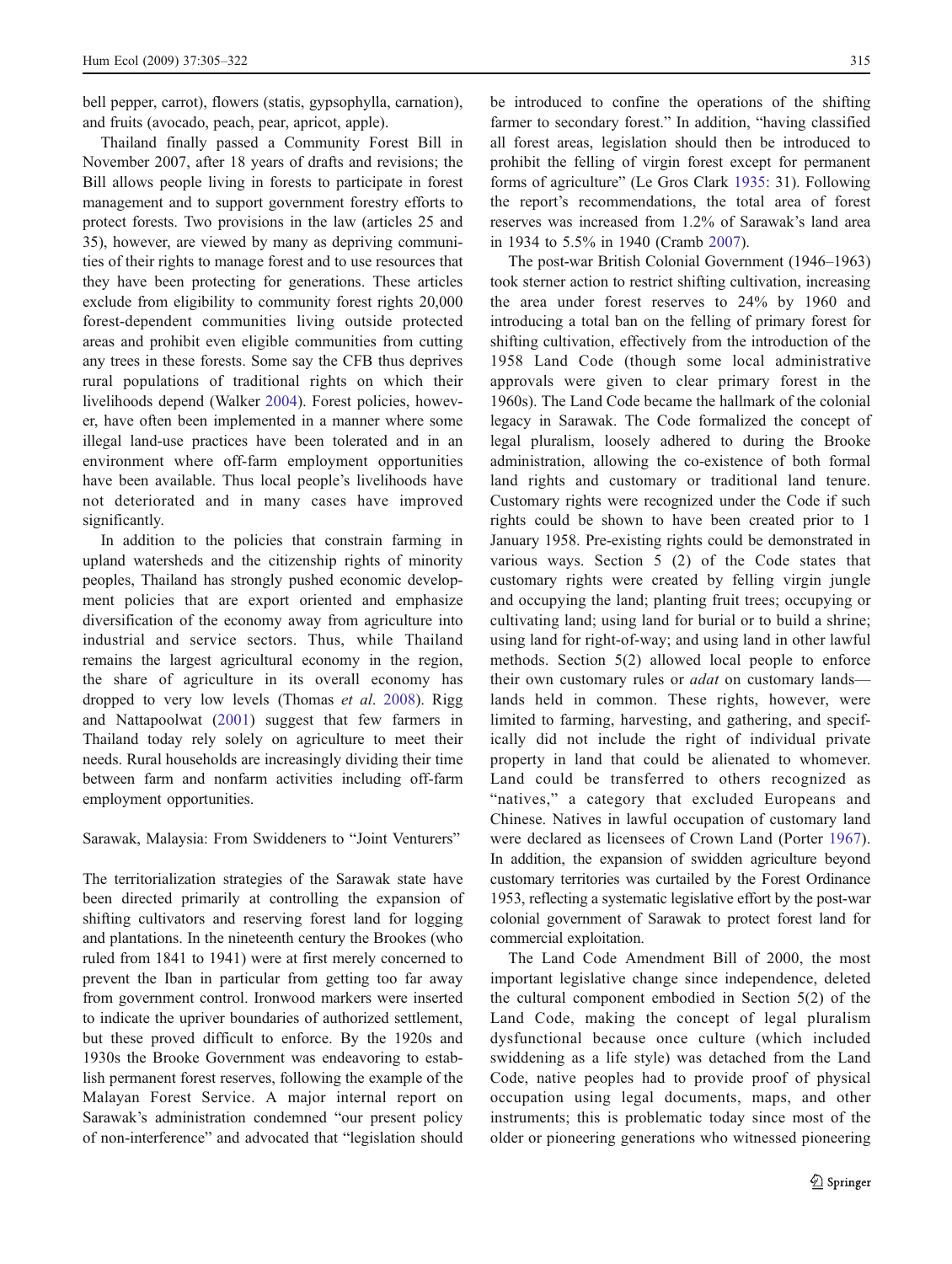bell pepper, carrot), flowers (statis, gypsophylla, carnation), and fruits (avocado, peach, pear, apricot, apple).

Thailand finally passed a Community Forest Bill in November 2007, after 18 years of drafts and revisions; the Bill allows people living in forests to participate in forest management and to support government forestry efforts to protect forests. Two provisions in the law (articles 25 and 35), however, are viewed by many as depriving communities of their rights to manage forest and to use resources that they have been protecting for generations. These articles exclude from eligibility to community forest rights 20,000 forest-dependent communities living outside protected areas and prohibit even eligible communities from cutting any trees in these forests. Some say the CFB thus deprives rural populations of traditional rights on which their livelihoods depend (Walker 2004). Forest policies, however, have often been implemented in a manner where some illegal land-use practices have been tolerated and in an environment where off-farm employment opportunities have been available. Thus local people's livelihoods have not deteriorated and in many cases have improved significantly.

In addition to the policies that constrain farming in upland watersheds and the citizenship rights of minority peoples, Thailand has strongly pushed economic development policies that are export oriented and emphasize diversification of the economy away from agriculture into industrial and service sectors. Thus, while Thailand remains the largest agricultural economy in the region, the share of agriculture in its overall economy has dropped to very low levels (Thomas *et al*. 2008). Rigg and Nattapoolwat (2001) suggest that few farmers in Thailand today rely solely on agriculture to meet their needs. Rural households are increasingly dividing their time between farm and nonfarm activities including off-farm employment opportunities.

## Sarawak, Malaysia: From Swiddeners to "Joint Venturers"

The territorialization strategies of the Sarawak state have been directed primarily at controlling the expansion of shifting cultivators and reserving forest land for logging and plantations. In the nineteenth century the Brookes (who ruled from 1841 to 1941) were at first merely concerned to prevent the Iban in particular from getting too far away from government control. Ironwood markers were inserted to indicate the upriver boundaries of authorized settlement, but these proved difficult to enforce. By the 1920s and 1930s the Brooke Government was endeavoring to establish permanent forest reserves, following the example of the Malayan Forest Service. A major internal report on Sarawak's administration condemned "our present policy of non-interference" and advocated that "legislation should be introduced to confine the operations of the shifting farmer to secondary forest." In addition, "having classified all forest areas, legislation should then be introduced to prohibit the felling of virgin forest except for permanent forms of agriculture" (Le Gros Clark 1935: 31). Following the report's recommendations, the total area of forest reserves was increased from 1.2% of Sarawak's land area in 1934 to 5.5% in 1940 (Cramb 2007).

The post-war British Colonial Government (1946–1963) took sterner action to restrict shifting cultivation, increasing the area under forest reserves to 24% by 1960 and introducing a total ban on the felling of primary forest for shifting cultivation, effectively from the introduction of the 1958 Land Code (though some local administrative approvals were given to clear primary forest in the 1960s). The Land Code became the hallmark of the colonial legacy in Sarawak. The Code formalized the concept of legal pluralism, loosely adhered to during the Brooke administration, allowing the co-existence of both formal land rights and customary or traditional land tenure. Customary rights were recognized under the Code if such rights could be shown to have been created prior to 1 January 1958. Pre-existing rights could be demonstrated in various ways. Section 5 (2) of the Code states that customary rights were created by felling virgin jungle and occupying the land; planting fruit trees; occupying or cultivating land; using land for burial or to build a shrine; using land for right-of-way; and using land in other lawful methods. Section 5(2) allowed local people to enforce their own customary rules or *adat* on customary lands—lands held in common. These rights, however, were limited to farming, harvesting, and gathering, and specifically did not include the right of individual private property in land that could be alienated to whomever. Land could be transferred to others recognized as "natives," a category that excluded Europeans and Chinese. Natives in lawful occupation of customary land were declared as licensees of Crown Land (Porter 1967). In addition, the expansion of swidden agriculture beyond customary territories was curtailed by the Forest Ordinance 1953, reflecting a systematic legislative effort by the post-war colonial government of Sarawak to protect forest land for commercial exploitation.

The Land Code Amendment Bill of 2000, the most important legislative change since independence, deleted the cultural component embodied in Section 5(2) of the Land Code, making the concept of legal pluralism dysfunctional because once culture (which included swiddening as a life style) was detached from the Land Code, native peoples had to provide proof of physical occupation using legal documents, maps, and other instruments; this is problematic today since most of the older or pioneering generations who witnessed pioneering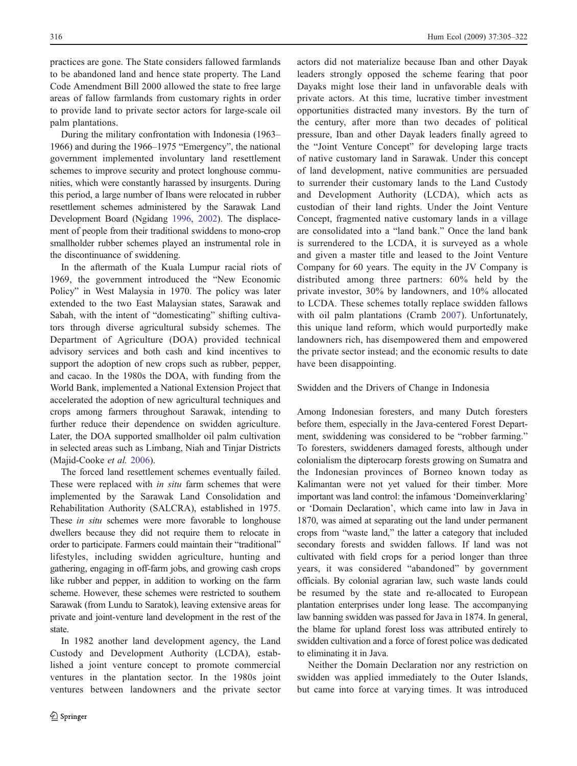practices are gone. The State considers fallowed farmlands to be abandoned land and hence state property. The Land Code Amendment Bill 2000 allowed the state to free large areas of fallow farmlands from customary rights in order to provide land to private sector actors for large-scale oil palm plantations.

During the military confrontation with Indonesia (1963–1966) and during the 1966–1975 "Emergency", the national government implemented involuntary land resettlement schemes to improve security and protect longhouse communities, which were constantly harassed by insurgents. During this period, a large number of Ibans were relocated in rubber resettlement schemes administered by the Sarawak Land Development Board (Ngidang 1996, 2002). The displacement of people from their traditional swiddens to mono-crop smallholder rubber schemes played an instrumental role in the discontinuance of swiddening.

In the aftermath of the Kuala Lumpur racial riots of 1969, the government introduced the "New Economic Policy" in West Malaysia in 1970. The policy was later extended to the two East Malaysian states, Sarawak and Sabah, with the intent of "domesticating" shifting cultivators through diverse agricultural subsidy schemes. The Department of Agriculture (DOA) provided technical advisory services and both cash and kind incentives to support the adoption of new crops such as rubber, pepper, and cacao. In the 1980s the DOA, with funding from the World Bank, implemented a National Extension Project that accelerated the adoption of new agricultural techniques and crops among farmers throughout Sarawak, intending to further reduce their dependence on swidden agriculture. Later, the DOA supported smallholder oil palm cultivation in selected areas such as Limbang, Niah and Tinjar Districts (Majid-Cooke *et al.* 2006).

The forced land resettlement schemes eventually failed. These were replaced with *in situ* farm schemes that were implemented by the Sarawak Land Consolidation and Rehabilitation Authority (SALCRA), established in 1975. These *in situ* schemes were more favorable to longhouse dwellers because they did not require them to relocate in order to participate. Farmers could maintain their "traditional" lifestyles, including swidden agriculture, hunting and gathering, engaging in off-farm jobs, and growing cash crops like rubber and pepper, in addition to working on the farm scheme. However, these schemes were restricted to southern Sarawak (from Lundu to Saratok), leaving extensive areas for private and joint-venture land development in the rest of the state.

In 1982 another land development agency, the Land Custody and Development Authority (LCDA), established a joint venture concept to promote commercial ventures in the plantation sector. In the 1980s joint ventures between landowners and the private sector actors did not materialize because Iban and other Dayak leaders strongly opposed the scheme fearing that poor Dayaks might lose their land in unfavorable deals with private actors. At this time, lucrative timber investment opportunities distracted many investors. By the turn of the century, after more than two decades of political pressure, Iban and other Dayak leaders finally agreed to the "Joint Venture Concept" for developing large tracts of native customary land in Sarawak. Under this concept of land development, native communities are persuaded to surrender their customary lands to the Land Custody and Development Authority (LCDA), which acts as custodian of their land rights. Under the Joint Venture Concept, fragmented native customary lands in a village are consolidated into a "land bank." Once the land bank is surrendered to the LCDA, it is surveyed as a whole and given a master title and leased to the Joint Venture Company for 60 years. The equity in the JV Company is distributed among three partners: 60% held by the private investor, 30% by landowners, and 10% allocated to LCDA. These schemes totally replace swidden fallows with oil palm plantations (Cramb 2007). Unfortunately, this unique land reform, which would purportedly make landowners rich, has disempowered them and empowered the private sector instead; and the economic results to date have been disappointing.

## Swidden and the Drivers of Change in Indonesia

Among Indonesian foresters, and many Dutch foresters before them, especially in the Java-centered Forest Department, swiddening was considered to be "robber farming." To foresters, swiddeners damaged forests, although under colonialism the dipterocarp forests growing on Sumatra and the Indonesian provinces of Borneo known today as Kalimantan were not yet valued for their timber. More important was land control: the infamous 'Domeinverklaring' or 'Domain Declaration', which came into law in Java in 1870, was aimed at separating out the land under permanent crops from "waste land," the latter a category that included secondary forests and swidden fallows. If land was not cultivated with field crops for a period longer than three years, it was considered "abandoned" by government officials. By colonial agrarian law, such waste lands could be resumed by the state and re-allocated to European plantation enterprises under long lease. The accompanying law banning swidden was passed for Java in 1874. In general, the blame for upland forest loss was attributed entirely to swidden cultivation and a force of forest police was dedicated to eliminating it in Java.

Neither the Domain Declaration nor any restriction on swidden was applied immediately to the Outer Islands, but came into force at varying times. It was introduced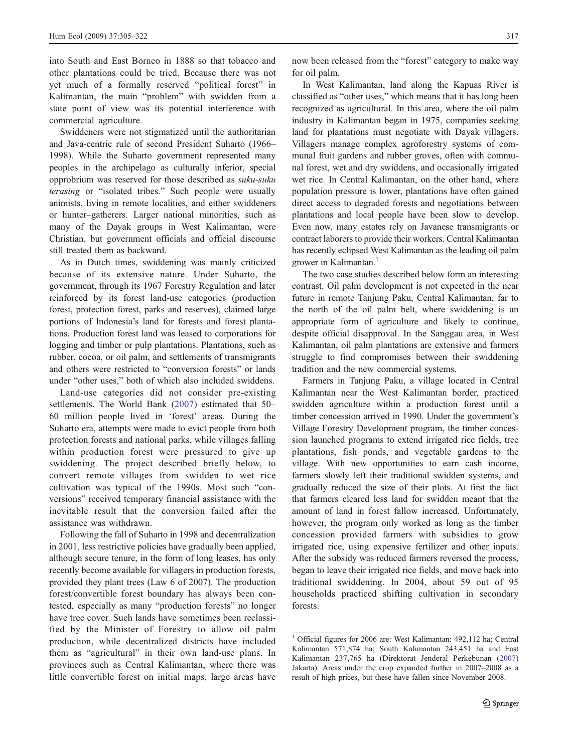into South and East Borneo in 1888 so that tobacco and other plantations could be tried. Because there was not yet much of a formally reserved "political forest" in Kalimantan, the main "problem" with swidden from a state point of view was its potential interference with commercial agriculture.

Swiddeners were not stigmatized until the authoritarian and Java-centric rule of second President Suharto (1966–1998). While the Suharto government represented many peoples in the archipelago as culturally inferior, special opprobrium was reserved for those described as *suku-suku terasing* or "isolated tribes." Such people were usually animists, living in remote localities, and either swiddeners or hunter–gatherers. Larger national minorities, such as many of the Dayak groups in West Kalimantan, were Christian, but government officials and official discourse still treated them as backward.

As in Dutch times, swiddening was mainly criticized because of its extensive nature. Under Suharto, the government, through its 1967 Forestry Regulation and later reinforced by its forest land-use categories (production forest, protection forest, parks and reserves), claimed large portions of Indonesia's land for forests and forest plantations. Production forest land was leased to corporations for logging and timber or pulp plantations. Plantations, such as rubber, cocoa, or oil palm, and settlements of transmigrants and others were restricted to "conversion forests" or lands under "other uses," both of which also included swiddens.

Land-use categories did not consider pre-existing settlements. The World Bank (2007) estimated that 50–60 million people lived in 'forest' areas. During the Suharto era, attempts were made to evict people from both protection forests and national parks, while villages falling within production forest were pressured to give up swiddening. The project described briefly below, to convert remote villages from swidden to wet rice cultivation was typical of the 1990s. Most such "conversions" received temporary financial assistance with the inevitable result that the conversion failed after the assistance was withdrawn.

Following the fall of Suharto in 1998 and decentralization in 2001, less restrictive policies have gradually been applied, although secure tenure, in the form of long leases, has only recently become available for villagers in production forests, provided they plant trees (Law 6 of 2007). The production forest/convertible forest boundary has always been contested, especially as many "production forests" no longer have tree cover. Such lands have sometimes been reclassified by the Minister of Forestry to allow oil palm production, while decentralized districts have included them as "agricultural" in their own land-use plans. In provinces such as Central Kalimantan, where there was little convertible forest on initial maps, large areas have now been released from the "forest" category to make way for oil palm.

In West Kalimantan, land along the Kapuas River is classified as "other uses," which means that it has long been recognized as agricultural. In this area, where the oil palm industry in Kalimantan began in 1975, companies seeking land for plantations must negotiate with Dayak villagers. Villagers manage complex agroforestry systems of communal fruit gardens and rubber groves, often with communal forest, wet and dry swiddens, and occasionally irrigated wet rice. In Central Kalimantan, on the other hand, where population pressure is lower, plantations have often gained direct access to degraded forests and negotiations between plantations and local people have been slow to develop. Even now, many estates rely on Javanese transmigrants or contract laborers to provide their workers. Central Kalimantan has recently eclipsed West Kalimantan as the leading oil palm grower in Kalimantan.[1]

The two case studies described below form an interesting contrast. Oil palm development is not expected in the near future in remote Tanjung Paku, Central Kalimantan, far to the north of the oil palm belt, where swiddening is an appropriate form of agriculture and likely to continue, despite official disapproval. In the Sanggau area, in West Kalimantan, oil palm plantations are extensive and farmers struggle to find compromises between their swiddening tradition and the new commercial systems.

Farmers in Tanjung Paku, a village located in Central Kalimantan near the West Kalimantan border, practiced swidden agriculture within a production forest until a timber concession arrived in 1990. Under the government's Village Forestry Development program, the timber concession launched programs to extend irrigated rice fields, tree plantations, fish ponds, and vegetable gardens to the village. With new opportunities to earn cash income, farmers slowly left their traditional swidden systems, and gradually reduced the size of their plots. At first the fact that farmers cleared less land for swidden meant that the amount of land in forest fallow increased. Unfortunately, however, the program only worked as long as the timber concession provided farmers with subsidies to grow irrigated rice, using expensive fertilizer and other inputs. After the subsidy was reduced farmers reversed the process, began to leave their irrigated rice fields, and move back into traditional swiddening. In 2004, about 59 out of 95 households practiced shifting cultivation in secondary forests.

[1] Official figures for 2006 are: West Kalimantan: 492,112 ha; Central Kalimantan 571,874 ha; South Kalimantan 243,451 ha and East Kalimantan 237,765 ha (Direktorat Jenderal Perkebunan (2007) Jakarta). Areas under the crop expanded further in 2007–2008 as a result of high prices, but these have fallen since November 2008.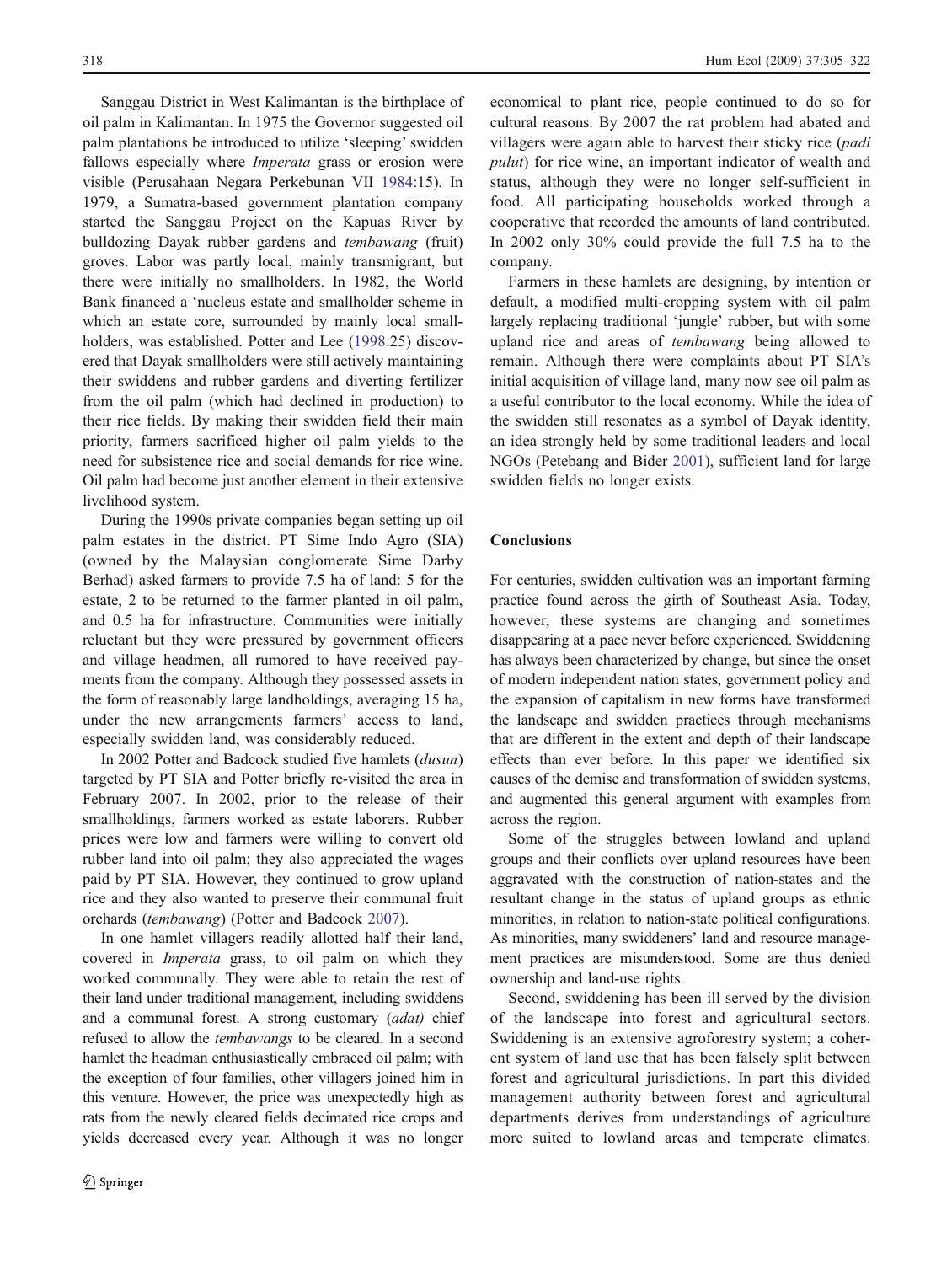Sanggau District in West Kalimantan is the birthplace of oil palm in Kalimantan. In 1975 the Governor suggested oil palm plantations be introduced to utilize 'sleeping' swidden fallows especially where *Imperata* grass or erosion were visible (Perusahaan Negara Perkebunan VII 1984:15). In 1979, a Sumatra-based government plantation company started the Sanggau Project on the Kapuas River by bulldozing Dayak rubber gardens and *tembawang* (fruit) groves. Labor was partly local, mainly transmigrant, but there were initially no smallholders. In 1982, the World Bank financed a 'nucleus estate and smallholder scheme in which an estate core, surrounded by mainly local smallholders, was established. Potter and Lee (1998:25) discovered that Dayak smallholders were still actively maintaining their swiddens and rubber gardens and diverting fertilizer from the oil palm (which had declined in production) to their rice fields. By making their swidden field their main priority, farmers sacrificed higher oil palm yields to the need for subsistence rice and social demands for rice wine. Oil palm had become just another element in their extensive livelihood system.

During the 1990s private companies began setting up oil palm estates in the district. PT Sime Indo Agro (SIA) (owned by the Malaysian conglomerate Sime Darby Berhad) asked farmers to provide 7.5 ha of land: 5 for the estate, 2 to be returned to the farmer planted in oil palm, and 0.5 ha for infrastructure. Communities were initially reluctant but they were pressured by government officers and village headmen, all rumored to have received payments from the company. Although they possessed assets in the form of reasonably large landholdings, averaging 15 ha, under the new arrangements farmers' access to land, especially swidden land, was considerably reduced.

In 2002 Potter and Badcock studied five hamlets (*dusun*) targeted by PT SIA and Potter briefly re-visited the area in February 2007. In 2002, prior to the release of their smallholdings, farmers worked as estate laborers. Rubber prices were low and farmers were willing to convert old rubber land into oil palm; they also appreciated the wages paid by PT SIA. However, they continued to grow upland rice and they also wanted to preserve their communal fruit orchards (*tembawang*) (Potter and Badcock 2007).

In one hamlet villagers readily allotted half their land, covered in *Imperata* grass, to oil palm on which they worked communally. They were able to retain the rest of their land under traditional management, including swiddens and a communal forest. A strong customary (*adat)* chief refused to allow the *tembawangs* to be cleared. In a second hamlet the headman enthusiastically embraced oil palm; with the exception of four families, other villagers joined him in this venture. However, the price was unexpectedly high as rats from the newly cleared fields decimated rice crops and yields decreased every year. Although it was no longer economical to plant rice, people continued to do so for cultural reasons. By 2007 the rat problem had abated and villagers were again able to harvest their sticky rice (*padi pulut*) for rice wine, an important indicator of wealth and status, although they were no longer self-sufficient in food. All participating households worked through a cooperative that recorded the amounts of land contributed. In 2002 only 30% could provide the full 7.5 ha to the company.

Farmers in these hamlets are designing, by intention or default, a modified multi-cropping system with oil palm largely replacing traditional 'jungle' rubber, but with some upland rice and areas of *tembawang* being allowed to remain. Although there were complaints about PT SIA's initial acquisition of village land, many now see oil palm as a useful contributor to the local economy. While the idea of the swidden still resonates as a symbol of Dayak identity, an idea strongly held by some traditional leaders and local NGOs (Petebang and Bider 2001), sufficient land for large swidden fields no longer exists.

## Conclusions

For centuries, swidden cultivation was an important farming practice found across the girth of Southeast Asia. Today, however, these systems are changing and sometimes disappearing at a pace never before experienced. Swiddening has always been characterized by change, but since the onset of modern independent nation states, government policy and the expansion of capitalism in new forms have transformed the landscape and swidden practices through mechanisms that are different in the extent and depth of their landscape effects than ever before. In this paper we identified six causes of the demise and transformation of swidden systems, and augmented this general argument with examples from across the region.

Some of the struggles between lowland and upland groups and their conflicts over upland resources have been aggravated with the construction of nation-states and the resultant change in the status of upland groups as ethnic minorities, in relation to nation-state political configurations. As minorities, many swiddeners' land and resource management practices are misunderstood. Some are thus denied ownership and land-use rights.

Second, swiddening has been ill served by the division of the landscape into forest and agricultural sectors. Swiddening is an extensive agroforestry system; a coherent system of land use that has been falsely split between forest and agricultural jurisdictions. In part this divided management authority between forest and agricultural departments derives from understandings of agriculture more suited to lowland areas and temperate climates.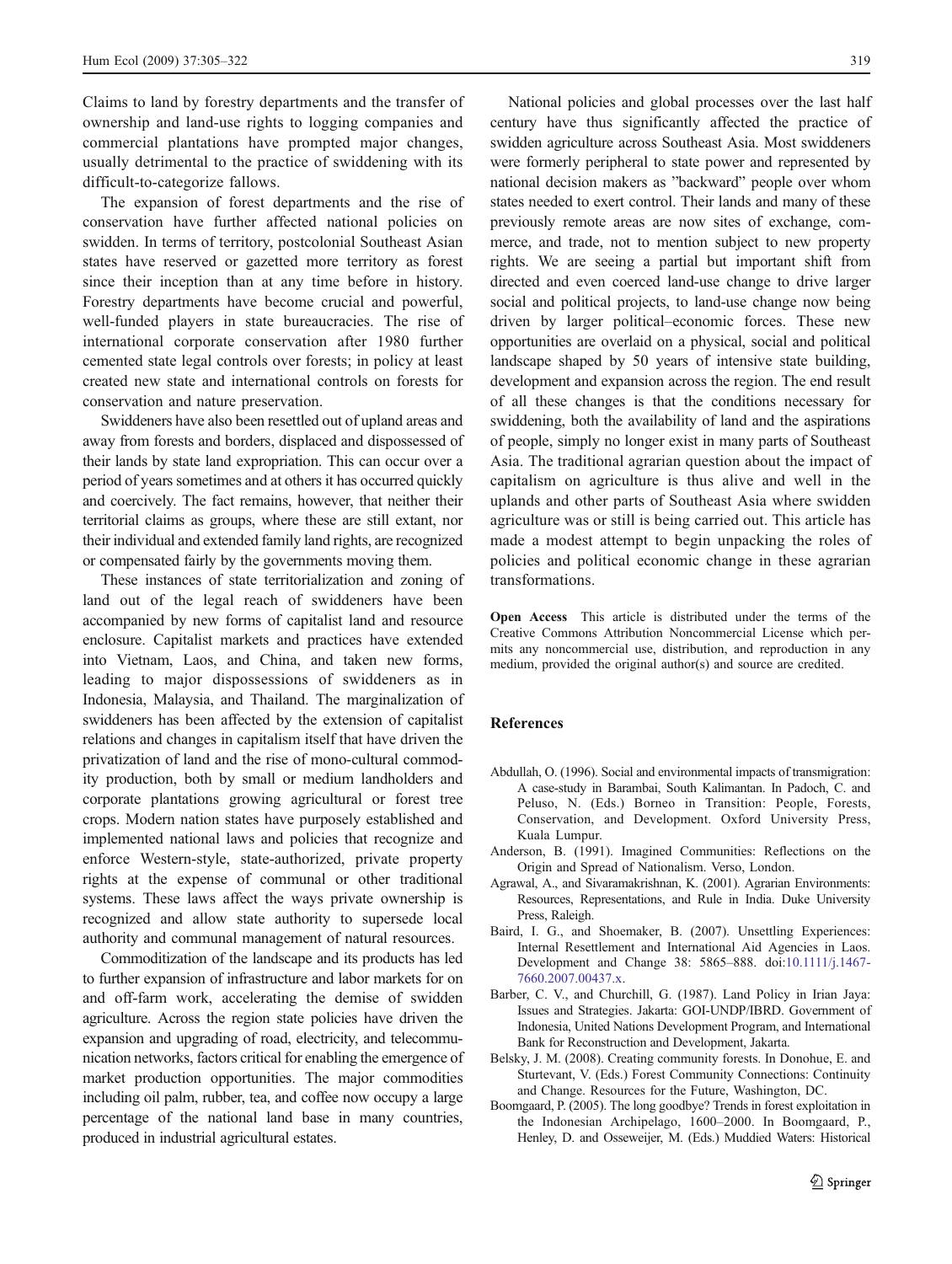Claims to land by forestry departments and the transfer of ownership and land-use rights to logging companies and commercial plantations have prompted major changes, usually detrimental to the practice of swiddening with its difficult-to-categorize fallows.

The expansion of forest departments and the rise of conservation have further affected national policies on swidden. In terms of territory, postcolonial Southeast Asian states have reserved or gazetted more territory as forest since their inception than at any time before in history. Forestry departments have become crucial and powerful, well-funded players in state bureaucracies. The rise of international corporate conservation after 1980 further cemented state legal controls over forests; in policy at least created new state and international controls on forests for conservation and nature preservation.

Swiddeners have also been resettled out of upland areas and away from forests and borders, displaced and dispossessed of their lands by state land expropriation. This can occur over a period of years sometimes and at others it has occurred quickly and coercively. The fact remains, however, that neither their territorial claims as groups, where these are still extant, nor their individual and extended family land rights, are recognized or compensated fairly by the governments moving them.

These instances of state territorialization and zoning of land out of the legal reach of swiddeners have been accompanied by new forms of capitalist land and resource enclosure. Capitalist markets and practices have extended into Vietnam, Laos, and China, and taken new forms, leading to major dispossessions of swiddeners as in Indonesia, Malaysia, and Thailand. The marginalization of swiddeners has been affected by the extension of capitalist relations and changes in capitalism itself that have driven the privatization of land and the rise of mono-cultural commodity production, both by small or medium landholders and corporate plantations growing agricultural or forest tree crops. Modern nation states have purposely established and implemented national laws and policies that recognize and enforce Western-style, state-authorized, private property rights at the expense of communal or other traditional systems. These laws affect the ways private ownership is recognized and allow state authority to supersede local authority and communal management of natural resources.

Commoditization of the landscape and its products has led to further expansion of infrastructure and labor markets for on and off-farm work, accelerating the demise of swidden agriculture. Across the region state policies have driven the expansion and upgrading of road, electricity, and telecommunication networks, factors critical for enabling the emergence of market production opportunities. The major commodities including oil palm, rubber, tea, and coffee now occupy a large percentage of the national land base in many countries, produced in industrial agricultural estates.

National policies and global processes over the last half century have thus significantly affected the practice of swidden agriculture across Southeast Asia. Most swiddeners were formerly peripheral to state power and represented by national decision makers as "backward" people over whom states needed to exert control. Their lands and many of these previously remote areas are now sites of exchange, commerce, and trade, not to mention subject to new property rights. We are seeing a partial but important shift from directed and even coerced land-use change to drive larger social and political projects, to land-use change now being driven by larger political–economic forces. These new opportunities are overlaid on a physical, social and political landscape shaped by 50 years of intensive state building, development and expansion across the region. The end result of all these changes is that the conditions necessary for swiddening, both the availability of land and the aspirations of people, simply no longer exist in many parts of Southeast Asia. The traditional agrarian question about the impact of capitalism on agriculture is thus alive and well in the uplands and other parts of Southeast Asia where swidden agriculture was or still is being carried out. This article has made a modest attempt to begin unpacking the roles of policies and political economic change in these agrarian transformations.

**Open Access** This article is distributed under the terms of the Creative Commons Attribution Noncommercial License which permits any noncommercial use, distribution, and reproduction in any medium, provided the original author(s) and source are credited.

## References

- Abdullah, O. (1996). Social and environmental impacts of transmigration: A case-study in Barambai, South Kalimantan. In Padoch, C. and Peluso, N. (Eds.) Borneo in Transition: People, Forests, Conservation, and Development. Oxford University Press, Kuala Lumpur.
- Anderson, B. (1991). Imagined Communities: Reflections on the Origin and Spread of Nationalism. Verso, London.
- Agrawal, A., and Sivaramakrishnan, K. (2001). Agrarian Environments: Resources, Representations, and Rule in India. Duke University Press, Raleigh.
- Baird, I. G., and Shoemaker, B. (2007). Unsettling Experiences: Internal Resettlement and International Aid Agencies in Laos. Development and Change 38: 5865–888. doi:10.1111/j.1467-7660.2007.00437.x.
- Barber, C. V., and Churchill, G. (1987). Land Policy in Irian Jaya: Issues and Strategies. Jakarta: GOI-UNDP/IBRD. Government of Indonesia, United Nations Development Program, and International Bank for Reconstruction and Development, Jakarta.
- Belsky, J. M. (2008). Creating community forests. In Donohue, E. and Sturtevant, V. (Eds.) Forest Community Connections: Continuity and Change. Resources for the Future, Washington, DC.
- Boomgaard, P. (2005). The long goodbye? Trends in forest exploitation in the Indonesian Archipelago, 1600–2000. In Boomgaard, P., Henley, D. and Osseweijer, M. (Eds.) Muddied Waters: Historical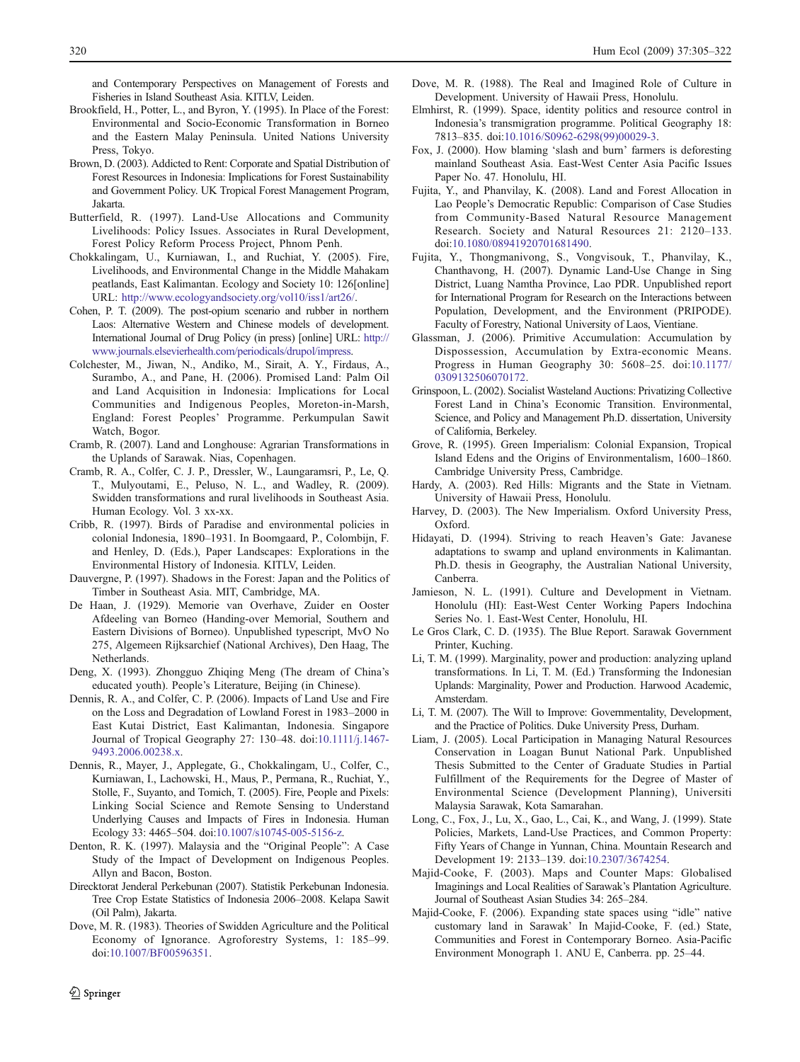and Contemporary Perspectives on Management of Forests and Fisheries in Island Southeast Asia. KITLV, Leiden.

Brookfield, H., Potter, L., and Byron, Y. (1995). In Place of the Forest: Environmental and Socio-Economic Transformation in Borneo and the Eastern Malay Peninsula. United Nations University Press, Tokyo.

Brown, D. (2003). Addicted to Rent: Corporate and Spatial Distribution of Forest Resources in Indonesia: Implications for Forest Sustainability and Government Policy. UK Tropical Forest Management Program, Jakarta.

Butterfield, R. (1997). Land-Use Allocations and Community Livelihoods: Policy Issues. Associates in Rural Development, Forest Policy Reform Process Project, Phnom Penh.

Chokkalingam, U., Kurniawan, I., and Ruchiat, Y. (2005). Fire, Livelihoods, and Environmental Change in the Middle Mahakam peatlands, East Kalimantan. Ecology and Society 10: 126[online] URL: http://www.ecologyandsociety.org/vol10/iss1/art26/.

Cohen, P. T. (2009). The post-opium scenario and rubber in northern Laos: Alternative Western and Chinese models of development. International Journal of Drug Policy (in press) [online] URL: http://www.journals.elsevierhealth.com/periodicals/drupol/impress.

Colchester, M., Jiwan, N., Andiko, M., Sirait, A. Y., Firdaus, A., Surambo, A., and Pane, H. (2006). Promised Land: Palm Oil and Land Acquisition in Indonesia: Implications for Local Communities and Indigenous Peoples, Moreton-in-Marsh, England: Forest Peoples' Programme. Perkumpulan Sawit Watch, Bogor.

Cramb, R. (2007). Land and Longhouse: Agrarian Transformations in the Uplands of Sarawak. Nias, Copenhagen.

Cramb, R. A., Colfer, C. J. P., Dressler, W., Laungaramsri, P., Le, Q. T., Mulyoutami, E., Peluso, N. L., and Wadley, R. (2009). Swidden transformations and rural livelihoods in Southeast Asia. Human Ecology. Vol. 3 xx-xx.

Cribb, R. (1997). Birds of Paradise and environmental policies in colonial Indonesia, 1890–1931. In Boomgaard, P., Colombijn, F. and Henley, D. (Eds.), Paper Landscapes: Explorations in the Environmental History of Indonesia. KITLV, Leiden.

Dauvergne, P. (1997). Shadows in the Forest: Japan and the Politics of Timber in Southeast Asia. MIT, Cambridge, MA.

De Haan, J. (1929). Memorie van Overhave, Zuider en Ooster Afdeeling van Borneo (Handing-over Memorial, Southern and Eastern Divisions of Borneo). Unpublished typescript, MvO No 275, Algemeen Rijksarchief (National Archives), Den Haag, The Netherlands.

Deng, X. (1993). Zhongguo Zhiqing Meng (The dream of China's educated youth). People's Literature, Beijing (in Chinese).

Dennis, R. A., and Colfer, C. P. (2006). Impacts of Land Use and Fire on the Loss and Degradation of Lowland Forest in 1983–2000 in East Kutai District, East Kalimantan, Indonesia. Singapore Journal of Tropical Geography 27: 130–48. doi:10.1111/j.1467-9493.2006.00238.x.

Dennis, R., Mayer, J., Applegate, G., Chokkalingam, U., Colfer, C., Kurniawan, I., Lachowski, H., Maus, P., Permana, R., Ruchiat, Y., Stolle, F., Suyanto, and Tomich, T. (2005). Fire, People and Pixels: Linking Social Science and Remote Sensing to Understand Underlying Causes and Impacts of Fires in Indonesia. Human Ecology 33: 4465–504. doi:10.1007/s10745-005-5156-z.

Denton, R. K. (1997). Malaysia and the "Original People": A Case Study of the Impact of Development on Indigenous Peoples. Allyn and Bacon, Boston.

Direcktorat Jenderal Perkebunan (2007). Statistik Perkebunan Indonesia. Tree Crop Estate Statistics of Indonesia 2006–2008. Kelapa Sawit (Oil Palm), Jakarta.

Dove, M. R. (1983). Theories of Swidden Agriculture and the Political Economy of Ignorance. Agroforestry Systems, 1: 185–99. doi:10.1007/BF00596351.

Dove, M. R. (1988). The Real and Imagined Role of Culture in Development. University of Hawaii Press, Honolulu.

Elmhirst, R. (1999). Space, identity politics and resource control in Indonesia's transmigration programme. Political Geography 18: 7813–835. doi:10.1016/S0962-6298(99)00029-3.

Fox, J. (2000). How blaming 'slash and burn' farmers is deforesting mainland Southeast Asia. East-West Center Asia Pacific Issues Paper No. 47. Honolulu, HI.

Fujita, Y., and Phanvilay, K. (2008). Land and Forest Allocation in Lao People's Democratic Republic: Comparison of Case Studies from Community-Based Natural Resource Management Research. Society and Natural Resources 21: 2120–133. doi:10.1080/08941920701681490.

Fujita, Y., Thongmanivong, S., Vongvisouk, T., Phanvilay, K., Chanthavong, H. (2007). Dynamic Land-Use Change in Sing District, Luang Namtha Province, Lao PDR. Unpublished report for International Program for Research on the Interactions between Population, Development, and the Environment (PRIPODE). Faculty of Forestry, National University of Laos, Vientiane.

Glassman, J. (2006). Primitive Accumulation: Accumulation by Dispossession, Accumulation by Extra-economic Means. Progress in Human Geography 30: 5608–25. doi:10.1177/0309132506070172.

Grinspoon, L. (2002). Socialist Wasteland Auctions: Privatizing Collective Forest Land in China's Economic Transition. Environmental, Science, and Policy and Management Ph.D. dissertation, University of California, Berkeley.

Grove, R. (1995). Green Imperialism: Colonial Expansion, Tropical Island Edens and the Origins of Environmentalism, 1600–1860. Cambridge University Press, Cambridge.

Hardy, A. (2003). Red Hills: Migrants and the State in Vietnam. University of Hawaii Press, Honolulu.

Harvey, D. (2003). The New Imperialism. Oxford University Press, Oxford.

Hidayati, D. (1994). Striving to reach Heaven's Gate: Javanese adaptations to swamp and upland environments in Kalimantan. Ph.D. thesis in Geography, the Australian National University, Canberra.

Jamieson, N. L. (1991). Culture and Development in Vietnam. Honolulu (HI): East-West Center Working Papers Indochina Series No. 1. East-West Center, Honolulu, HI.

Le Gros Clark, C. D. (1935). The Blue Report. Sarawak Government Printer, Kuching.

Li, T. M. (1999). Marginality, power and production: analyzing upland transformations. In Li, T. M. (Ed.) Transforming the Indonesian Uplands: Marginality, Power and Production. Harwood Academic, Amsterdam.

Li, T. M. (2007). The Will to Improve: Governmentality, Development, and the Practice of Politics. Duke University Press, Durham.

Liam, J. (2005). Local Participation in Managing Natural Resources Conservation in Loagan Bunut National Park. Unpublished Thesis Submitted to the Center of Graduate Studies in Partial Fulfillment of the Requirements for the Degree of Master of Environmental Science (Development Planning), Universiti Malaysia Sarawak, Kota Samarahan.

Long, C., Fox, J., Lu, X., Gao, L., Cai, K., and Wang, J. (1999). State Policies, Markets, Land-Use Practices, and Common Property: Fifty Years of Change in Yunnan, China. Mountain Research and Development 19: 2133–139. doi:10.2307/3674254.

Majid-Cooke, F. (2003). Maps and Counter Maps: Globalised Imaginings and Local Realities of Sarawak's Plantation Agriculture. Journal of Southeast Asian Studies 34: 265–284.

Majid-Cooke, F. (2006). Expanding state spaces using "idle" native customary land in Sarawak' In Majid-Cooke, F. (ed.) State, Communities and Forest in Contemporary Borneo. Asia-Pacific Environment Monograph 1. ANU E, Canberra. pp. 25–44.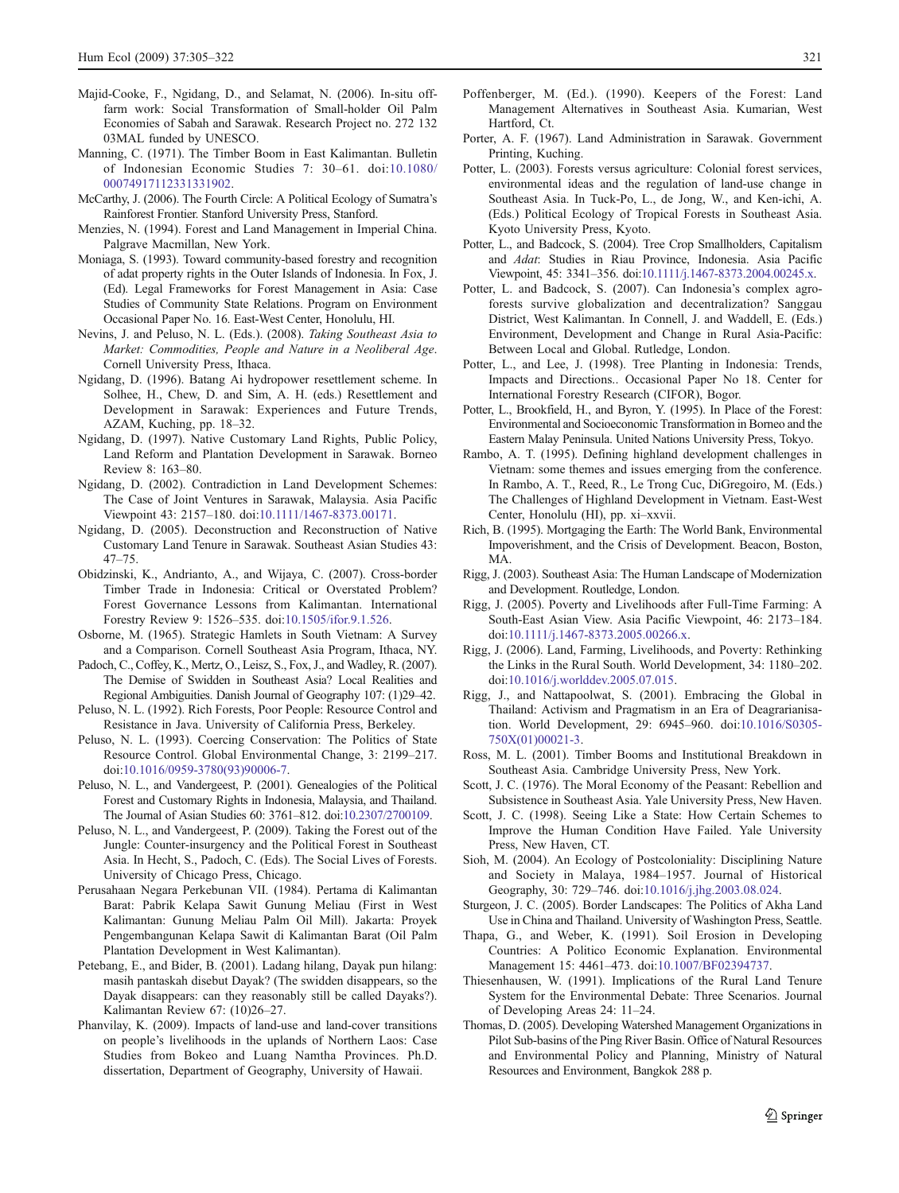Majid-Cooke, F., Ngidang, D., and Selamat, N. (2006). In-situ off-farm work: Social Transformation of Small-holder Oil Palm Economies of Sabah and Sarawak. Research Project no. 272 132 03MAL funded by UNESCO.

Manning, C. (1971). The Timber Boom in East Kalimantan. Bulletin of Indonesian Economic Studies 7: 30–61. doi:10.1080/00074917112331331902.

McCarthy, J. (2006). The Fourth Circle: A Political Ecology of Sumatra's Rainforest Frontier. Stanford University Press, Stanford.

Menzies, N. (1994). Forest and Land Management in Imperial China. Palgrave Macmillan, New York.

Moniaga, S. (1993). Toward community-based forestry and recognition of adat property rights in the Outer Islands of Indonesia. In Fox, J. (Ed). Legal Frameworks for Forest Management in Asia: Case Studies of Community State Relations. Program on Environment Occasional Paper No. 16. East-West Center, Honolulu, HI.

Nevins, J. and Peluso, N. L. (Eds.). (2008). *Taking Southeast Asia to Market: Commodities, People and Nature in a Neoliberal Age*. Cornell University Press, Ithaca.

Ngidang, D. (1996). Batang Ai hydropower resettlement scheme. In Solhee, H., Chew, D. and Sim, A. H. (eds.) Resettlement and Development in Sarawak: Experiences and Future Trends, AZAM, Kuching, pp. 18–32.

Ngidang, D. (1997). Native Customary Land Rights, Public Policy, Land Reform and Plantation Development in Sarawak. Borneo Review 8: 163–80.

Ngidang, D. (2002). Contradiction in Land Development Schemes: The Case of Joint Ventures in Sarawak, Malaysia. Asia Pacific Viewpoint 43: 2157–180. doi:10.1111/1467-8373.00171.

Ngidang, D. (2005). Deconstruction and Reconstruction of Native Customary Land Tenure in Sarawak. Southeast Asian Studies 43: 47–75.

Obidzinski, K., Andrianto, A., and Wijaya, C. (2007). Cross-border Timber Trade in Indonesia: Critical or Overstated Problem? Forest Governance Lessons from Kalimantan. International Forestry Review 9: 1526–535. doi:10.1505/ifor.9.1.526.

Osborne, M. (1965). Strategic Hamlets in South Vietnam: A Survey and a Comparison. Cornell Southeast Asia Program, Ithaca, NY.

Padoch, C., Coffey, K., Mertz, O., Leisz, S., Fox, J., and Wadley, R. (2007). The Demise of Swidden in Southeast Asia? Local Realities and Regional Ambiguities. Danish Journal of Geography 107: (1)29–42.

Peluso, N. L. (1992). Rich Forests, Poor People: Resource Control and Resistance in Java. University of California Press, Berkeley.

Peluso, N. L. (1993). Coercing Conservation: The Politics of State Resource Control. Global Environmental Change, 3: 2199–217. doi:10.1016/0959-3780(93)90006-7.

Peluso, N. L., and Vandergeest, P. (2001). Genealogies of the Political Forest and Customary Rights in Indonesia, Malaysia, and Thailand. The Journal of Asian Studies 60: 3761–812. doi:10.2307/2700109.

Peluso, N. L., and Vandergeest, P. (2009). Taking the Forest out of the Jungle: Counter-insurgency and the Political Forest in Southeast Asia. In Hecht, S., Padoch, C. (Eds). The Social Lives of Forests. University of Chicago Press, Chicago.

Perusahaan Negara Perkebunan VII. (1984). Pertama di Kalimantan Barat: Pabrik Kelapa Sawit Gunung Meliau (First in West Kalimantan: Gunung Meliau Palm Oil Mill). Jakarta: Proyek Pengembangunan Kelapa Sawit di Kalimantan Barat (Oil Palm Plantation Development in West Kalimantan).

Petebang, E., and Bider, B. (2001). Ladang hilang, Dayak pun hilang: masih pantaskah disebut Dayak? (The swidden disappears, so the Dayak disappears: can they reasonably still be called Dayaks?). Kalimantan Review 67: (10)26–27.

Phanvilay, K. (2009). Impacts of land-use and land-cover transitions on people's livelihoods in the uplands of Northern Laos: Case Studies from Bokeo and Luang Namtha Provinces. Ph.D. dissertation, Department of Geography, University of Hawaii.

Poffenberger, M. (Ed.). (1990). Keepers of the Forest: Land Management Alternatives in Southeast Asia. Kumarian, West Hartford, Ct.

Porter, A. F. (1967). Land Administration in Sarawak. Government Printing, Kuching.

Potter, L. (2003). Forests versus agriculture: Colonial forest services, environmental ideas and the regulation of land-use change in Southeast Asia. In Tuck-Po, L., de Jong, W., and Ken-ichi, A. (Eds.) Political Ecology of Tropical Forests in Southeast Asia. Kyoto University Press, Kyoto.

Potter, L., and Badcock, S. (2004). Tree Crop Smallholders, Capitalism and *Adat*: Studies in Riau Province, Indonesia. Asia Pacific Viewpoint, 45: 3341–356. doi:10.1111/j.1467-8373.2004.00245.x.

Potter, L. and Badcock, S. (2007). Can Indonesia's complex agro-forests survive globalization and decentralization? Sanggau District, West Kalimantan. In Connell, J. and Waddell, E. (Eds.) Environment, Development and Change in Rural Asia-Pacific: Between Local and Global. Rutledge, London.

Potter, L., and Lee, J. (1998). Tree Planting in Indonesia: Trends, Impacts and Directions.. Occasional Paper No 18. Center for International Forestry Research (CIFOR), Bogor.

Potter, L., Brookfield, H., and Byron, Y. (1995). In Place of the Forest: Environmental and Socioeconomic Transformation in Borneo and the Eastern Malay Peninsula. United Nations University Press, Tokyo.

Rambo, A. T. (1995). Defining highland development challenges in Vietnam: some themes and issues emerging from the conference. In Rambo, A. T., Reed, R., Le Trong Cuc, DiGregoiro, M. (Eds.) The Challenges of Highland Development in Vietnam. East-West Center, Honolulu (HI), pp. xi–xxvii.

Rich, B. (1995). Mortgaging the Earth: The World Bank, Environmental Impoverishment, and the Crisis of Development. Beacon, Boston, MA.

Rigg, J. (2003). Southeast Asia: The Human Landscape of Modernization and Development. Routledge, London.

Rigg, J. (2005). Poverty and Livelihoods after Full-Time Farming: A South-East Asian View. Asia Pacific Viewpoint, 46: 2173–184. doi:10.1111/j.1467-8373.2005.00266.x.

Rigg, J. (2006). Land, Farming, Livelihoods, and Poverty: Rethinking the Links in the Rural South. World Development, 34: 1180–202. doi:10.1016/j.worlddev.2005.07.015.

Rigg, J., and Nattapoolwat, S. (2001). Embracing the Global in Thailand: Activism and Pragmatism in an Era of Deagrarianisation. World Development, 29: 6945–960. doi:10.1016/S0305-750X(01)00021-3.

Ross, M. L. (2001). Timber Booms and Institutional Breakdown in Southeast Asia. Cambridge University Press, New York.

Scott, J. C. (1976). The Moral Economy of the Peasant: Rebellion and Subsistence in Southeast Asia. Yale University Press, New Haven.

Scott, J. C. (1998). Seeing Like a State: How Certain Schemes to Improve the Human Condition Have Failed. Yale University Press, New Haven, CT.

Sioh, M. (2004). An Ecology of Postcoloniality: Disciplining Nature and Society in Malaya, 1984–1957. Journal of Historical Geography, 30: 729–746. doi:10.1016/j.jhg.2003.08.024.

Sturgeon, J. C. (2005). Border Landscapes: The Politics of Akha Land Use in China and Thailand. University of Washington Press, Seattle.

Thapa, G., and Weber, K. (1991). Soil Erosion in Developing Countries: A Politico Economic Explanation. Environmental Management 15: 4461–473. doi:10.1007/BF02394737.

Thiesenhausen, W. (1991). Implications of the Rural Land Tenure System for the Environmental Debate: Three Scenarios. Journal of Developing Areas 24: 11–24.

Thomas, D. (2005). Developing Watershed Management Organizations in Pilot Sub-basins of the Ping River Basin. Office of Natural Resources and Environmental Policy and Planning, Ministry of Natural Resources and Environment, Bangkok 288 p.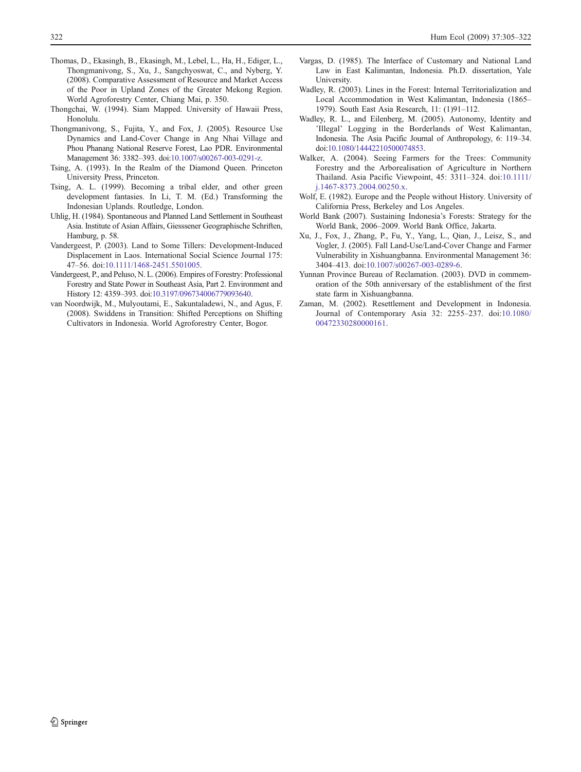Thomas, D., Ekasingh, B., Ekasingh, M., Lebel, L., Ha, H., Ediger, L., Thongmanivong, S., Xu, J., Sangchyoswat, C., and Nyberg, Y. (2008). Comparative Assessment of Resource and Market Access of the Poor in Upland Zones of the Greater Mekong Region. World Agroforestry Center, Chiang Mai, p. 350.

Thongchai, W. (1994). Siam Mapped. University of Hawaii Press, Honolulu.

Thongmanivong, S., Fujita, Y., and Fox, J. (2005). Resource Use Dynamics and Land-Cover Change in Ang Nhai Village and Phou Phanang National Reserve Forest, Lao PDR. Environmental Management 36: 3382–393. doi:10.1007/s00267-003-0291-z.

Tsing, A. (1993). In the Realm of the Diamond Queen. Princeton University Press, Princeton.

Tsing, A. L. (1999). Becoming a tribal elder, and other green development fantasies. In Li, T. M. (Ed.) Transforming the Indonesian Uplands. Routledge, London.

Uhlig, H. (1984). Spontaneous and Planned Land Settlement in Southeast Asia. Institute of Asian Affairs, Giesssener Geographische Schriften, Hamburg, p. 58.

Vandergeest, P. (2003). Land to Some Tillers: Development-Induced Displacement in Laos. International Social Science Journal 175: 47–56. doi:10.1111/1468-2451.5501005.

Vandergeest, P., and Peluso, N. L. (2006). Empires of Forestry: Professional Forestry and State Power in Southeast Asia, Part 2. Environment and History 12: 4359–393. doi:10.3197/096734006779093640.

van Noordwijk, M., Mulyoutami, E., Sakuntaladewi, N., and Agus, F. (2008). Swiddens in Transition: Shifted Perceptions on Shifting Cultivators in Indonesia. World Agroforestry Center, Bogor.

Vargas, D. (1985). The Interface of Customary and National Land Law in East Kalimantan, Indonesia. Ph.D. dissertation, Yale University.

Wadley, R. (2003). Lines in the Forest: Internal Territorialization and Local Accommodation in West Kalimantan, Indonesia (1865–1979). South East Asia Research, 11: (1)91–112.

Wadley, R. L., and Eilenberg, M. (2005). Autonomy, Identity and 'Illegal' Logging in the Borderlands of West Kalimantan, Indonesia. The Asia Pacific Journal of Anthropology, 6: 119–34. doi:10.1080/14442210500074853.

Walker, A. (2004). Seeing Farmers for the Trees: Community Forestry and the Arborealisation of Agriculture in Northern Thailand. Asia Pacific Viewpoint, 45: 3311–324. doi:10.1111/j.1467-8373.2004.00250.x.

Wolf, E. (1982). Europe and the People without History. University of California Press, Berkeley and Los Angeles.

World Bank (2007). Sustaining Indonesia's Forests: Strategy for the World Bank, 2006–2009. World Bank Office, Jakarta.

Xu, J., Fox, J., Zhang, P., Fu, Y., Yang, L., Qian, J., Leisz, S., and Vogler, J. (2005). Fall Land-Use/Land-Cover Change and Farmer Vulnerability in Xishuangbanna. Environmental Management 36: 3404–413. doi:10.1007/s00267-003-0289-6.

Yunnan Province Bureau of Reclamation. (2003). DVD in commemoration of the 50th anniversary of the establishment of the first state farm in Xishuangbanna.

Zaman, M. (2002). Resettlement and Development in Indonesia. Journal of Contemporary Asia 32: 2255–237. doi:10.1080/00472330280000161.